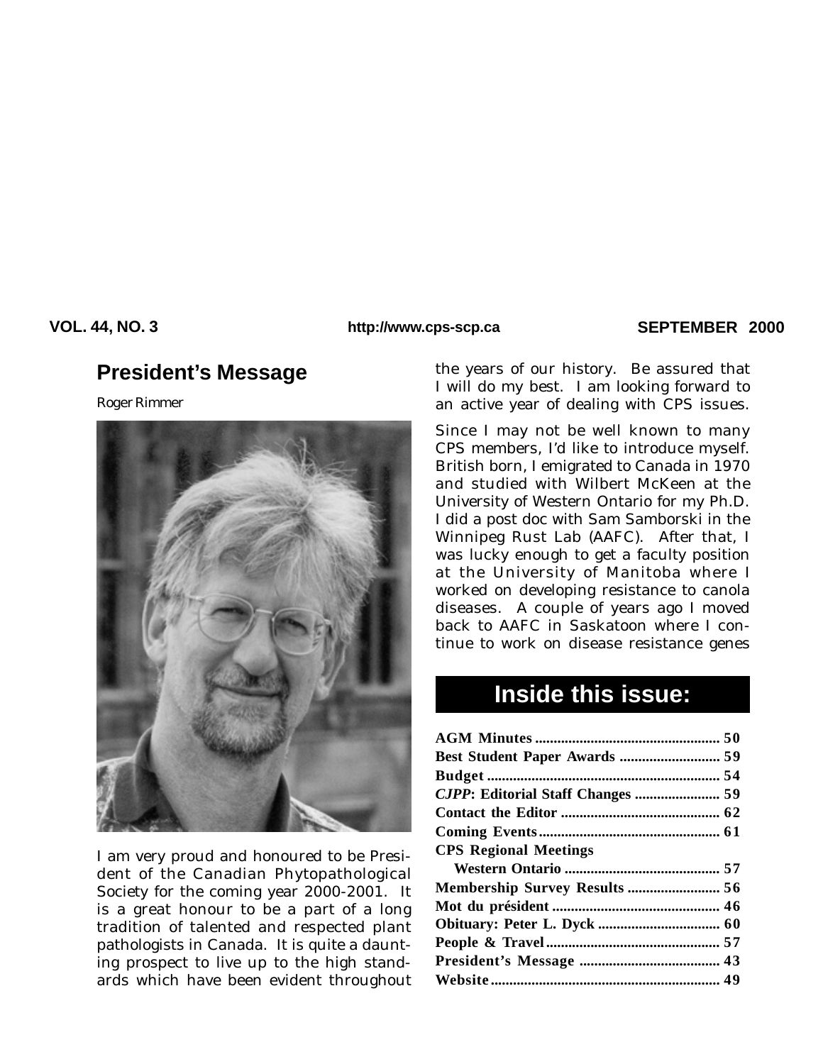## President's Message

Roger Rimmer

I am very proud and honoured to be President of the Canadian Phytopathological Society for the coming year 2000-2001. It is a great honour to be a part of a long tradition of talented and respected plant pathologists in Canada. It is quite a daunting prospect to live up to the high standards which have been evident throughout the years of our history. Be assured that I will do my best. I am looking forward to an active year of dealing with CPS issues.

Since I may not be well known to many CPS members, I'd like to introduce myself. British born, I emigrated to Canada in 1970 and studied with Wilbert McKeen at the University of Western Ontario for my Ph.D. I did a post doc with Sam Samborski in the Winnipeg Rust Lab (AAFC). After that, I was lucky enough to get a faculty position at the University of Manitoba where I worked on developing resistance to canola diseases. A couple of years ago I moved back to AAFC in Saskatoon where I continue to work on disease resistance genes

## Inside this issue:

| | |
|---|---|
| **AGM Minutes** | **50** |
| **Best Student Paper Awards** | **59** |
| **Budget** | **54** |
| ***CJPP*: Editorial Staff Changes** | **59** |
| **Contact the Editor** | **62** |
| **Coming Events** | **61** |
| **CPS Regional Meetings** | |
| **Western Ontario** | **57** |
| **Membership Survey Results** | **56** |
| **Mot du président** | **46** |
| **Obituary: Peter L. Dyck** | **60** |
| **People & Travel** | **57** |
| **President's Message** | **43** |
| **Website** | **49** |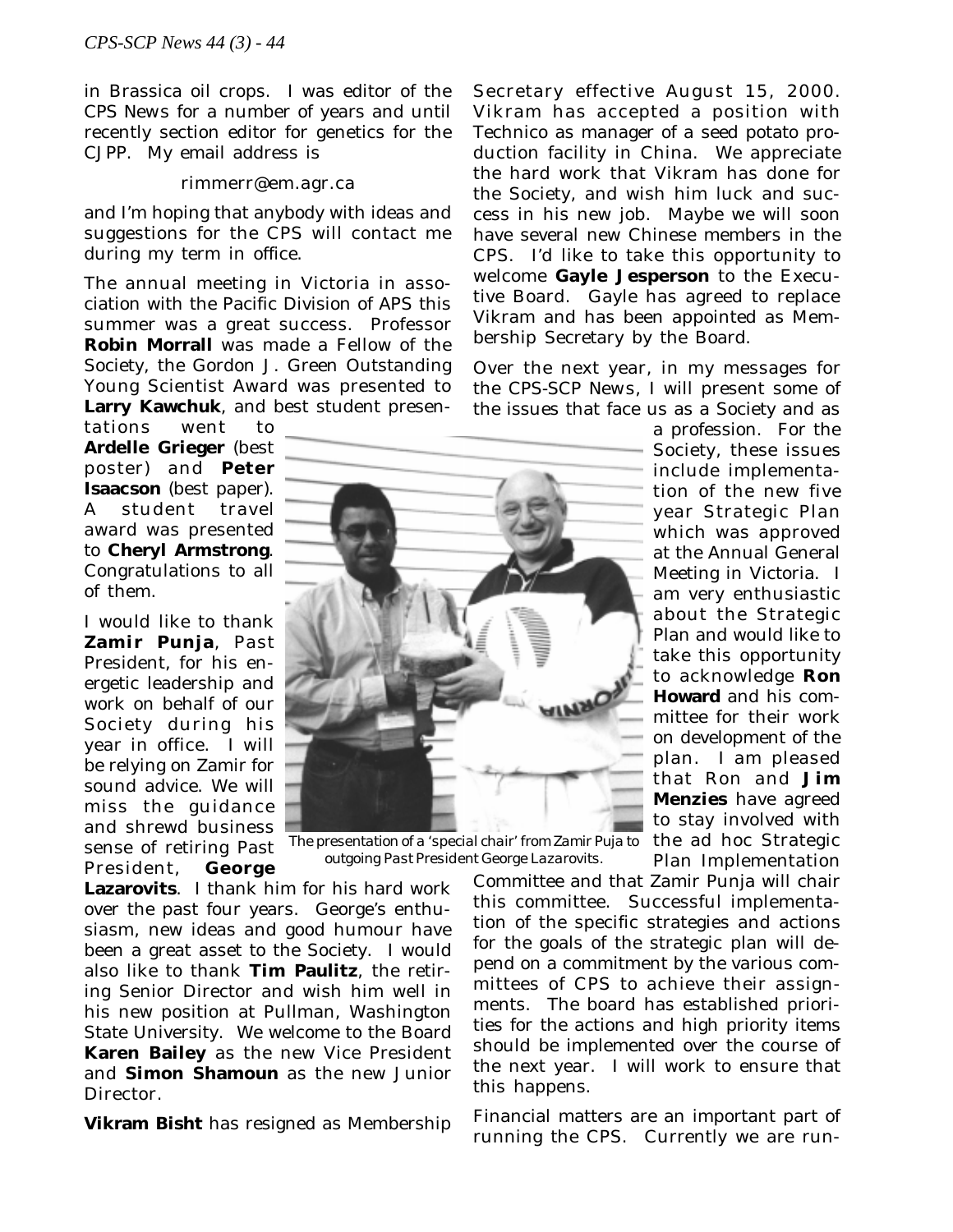in Brassica oil crops. I was editor of the CPS News for a number of years and until recently section editor for genetics for the CJPP. My email address is

rimmerr@em.agr.ca

and I'm hoping that anybody with ideas and suggestions for the CPS will contact me during my term in office.

The annual meeting in Victoria in association with the Pacific Division of APS this summer was a great success. Professor **Robin Morrall** was made a Fellow of the Society, the Gordon J. Green Outstanding Young Scientist Award was presented to **Larry Kawchuk**, and best student presentations went to **Ardelle Grieger** (best poster) and **Peter Isaacson** (best paper). A student travel award was presented to **Cheryl Armstrong**. Congratulations to all of them.

I would like to thank **Zamir Punja**, Past President, for his energetic leadership and work on behalf of our Society during his year in office. I will be relying on Zamir for sound advice. We will miss the guidance and shrewd business sense of retiring Past President, **George Lazarovits**. I thank him for his hard work over the past four years. George's enthusiasm, new ideas and good humour have been a great asset to the Society. I would also like to thank **Tim Paulitz**, the retiring Senior Director and wish him well in his new position at Pullman, Washington State University. We welcome to the Board **Karen Bailey** as the new Vice President and **Simon Shamoun** as the new Junior Director.

*The presentation of a 'special chair' from Zamir Puja to outgoing Past President George Lazarovits.*

**Vikram Bisht** has resigned as Membership Secretary effective August 15, 2000. Vikram has accepted a position with Technico as manager of a seed potato production facility in China. We appreciate the hard work that Vikram has done for the Society, and wish him luck and success in his new job. Maybe we will soon have several new Chinese members in the CPS. I'd like to take this opportunity to welcome **Gayle Jesperson** to the Executive Board. Gayle has agreed to replace Vikram and has been appointed as Membership Secretary by the Board.

Over the next year, in my messages for the CPS-SCP News, I will present some of the issues that face us as a Society and as a profession. For the Society, these issues include implementation of the new five year Strategic Plan which was approved at the Annual General Meeting in Victoria. I am very enthusiastic about the Strategic Plan and would like to take this opportunity to acknowledge **Ron Howard** and his committee for their work on development of the plan. I am pleased that Ron and **Jim Menzies** have agreed to stay involved with the ad hoc Strategic Plan Implementation Committee and that Zamir Punja will chair this committee. Successful implementation of the specific strategies and actions for the goals of the strategic plan will depend on a commitment by the various committees of CPS to achieve their assignments. The board has established priorities for the actions and high priority items should be implemented over the course of the next year. I will work to ensure that this happens.

Financial matters are an important part of running the CPS. Currently we are run-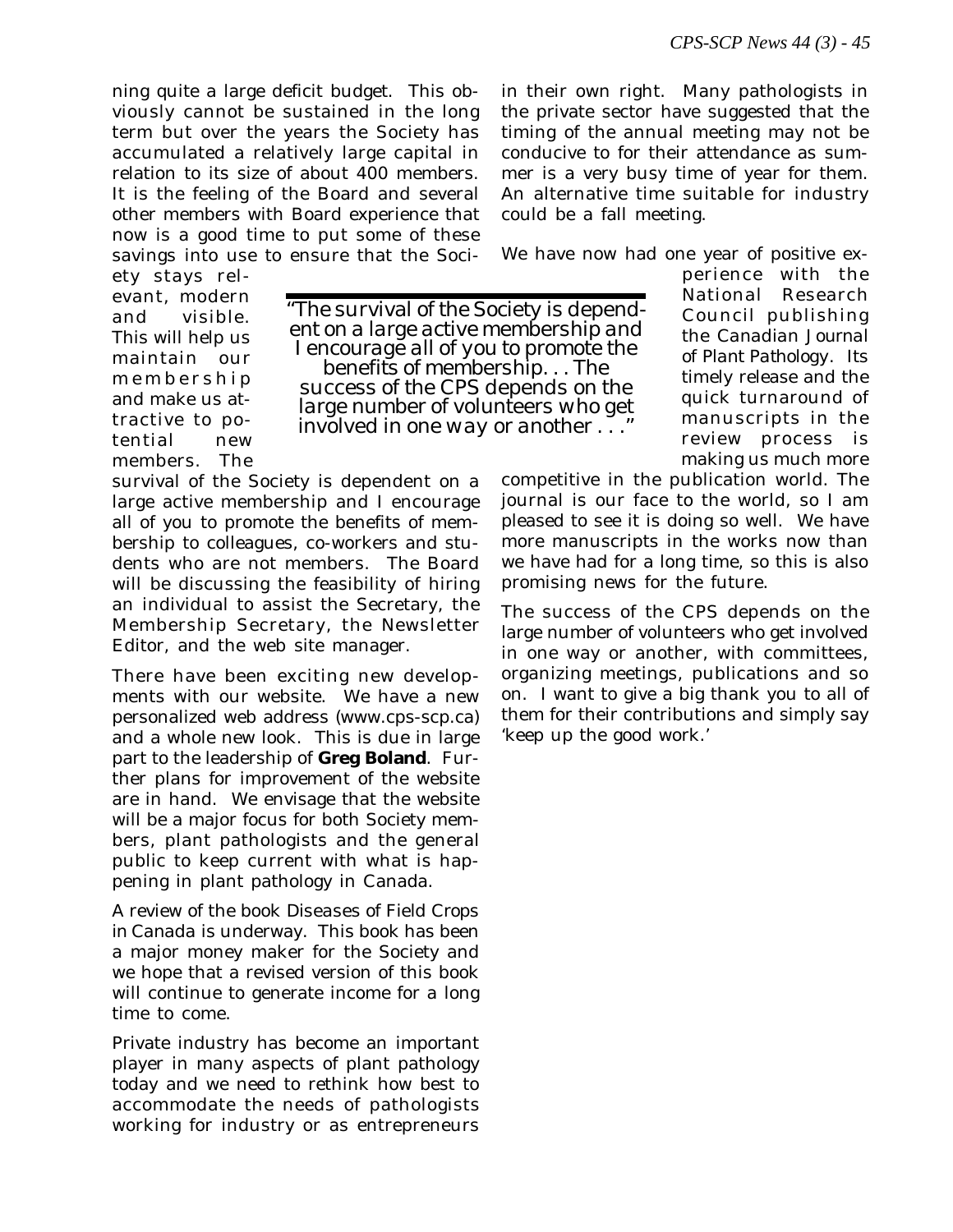ning quite a large deficit budget. This obviously cannot be sustained in the long term but over the years the Society has accumulated a relatively large capital in relation to its size of about 400 members. It is the feeling of the Board and several other members with Board experience that now is a good time to put some of these savings into use to ensure that the Society stays relevant, modern and visible. This will help us maintain our membership and make us attractive to potential new members. The survival of the Society is dependent on a large active membership and I encourage all of you to promote the benefits of membership to colleagues, co-workers and students who are not members. The Board will be discussing the feasibility of hiring an individual to assist the Secretary, the Membership Secretary, the Newsletter Editor, and the web site manager.

> *"The survival of the Society is dependent on a large active membership and I encourage all of you to promote the benefits of membership. . . The success of the CPS depends on the large number of volunteers who get involved in one way or another . . ."*

There have been exciting new developments with our website. We have a new personalized web address (www.cps-scp.ca) and a whole new look. This is due in large part to the leadership of **Greg Boland**. Further plans for improvement of the website are in hand. We envisage that the website will be a major focus for both Society members, plant pathologists and the general public to keep current with what is happening in plant pathology in Canada.

A review of the book Diseases of Field Crops in Canada is underway. This book has been a major money maker for the Society and we hope that a revised version of this book will continue to generate income for a long time to come.

Private industry has become an important player in many aspects of plant pathology today and we need to rethink how best to accommodate the needs of pathologists working for industry or as entrepreneurs in their own right. Many pathologists in the private sector have suggested that the timing of the annual meeting may not be conducive to for their attendance as summer is a very busy time of year for them. An alternative time suitable for industry could be a fall meeting.

We have now had one year of positive experience with the National Research Council publishing the Canadian Journal of Plant Pathology. Its timely release and the quick turnaround of manuscripts in the review process is making us much more competitive in the publication world. The journal is our face to the world, so I am pleased to see it is doing so well. We have more manuscripts in the works now than we have had for a long time, so this is also promising news for the future.

The success of the CPS depends on the large number of volunteers who get involved in one way or another, with committees, organizing meetings, publications and so on. I want to give a big thank you to all of them for their contributions and simply say 'keep up the good work.'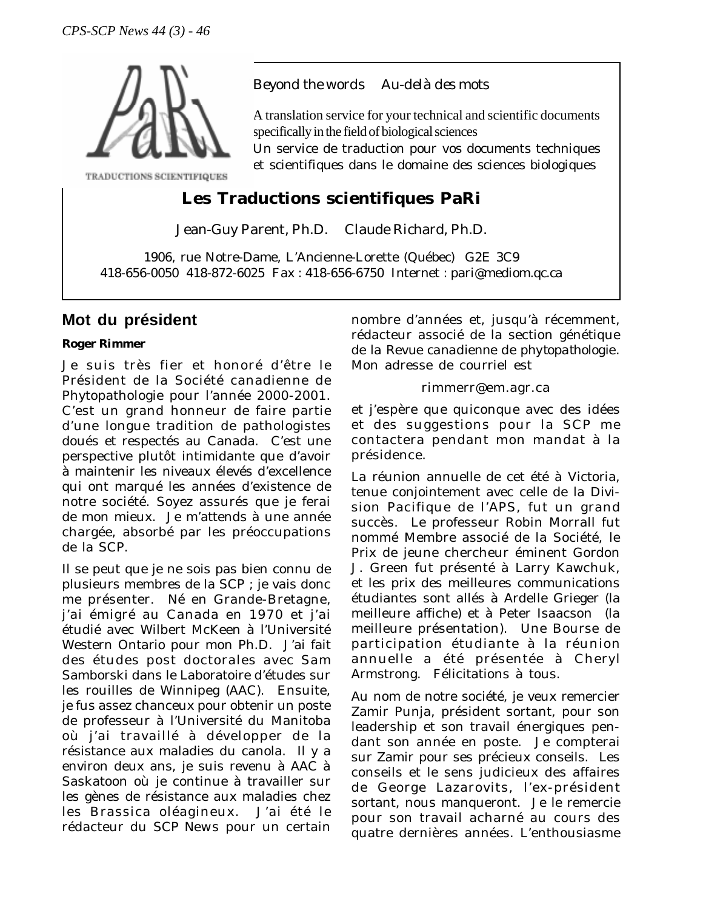Beyond the words Au-delà des mots

A translation service for your technical and scientific documents specifically in the field of biological sciences

Un service de traduction pour vos documents techniques et scientifiques dans le domaine des sciences biologiques

TRADUCTIONS SCIENTIFIQUES

**Les Traductions scientifiques PaRi**

Jean-Guy Parent, Ph.D. Claude Richard, Ph.D.

1906, rue Notre-Dame, L'Ancienne-Lorette (Québec) G2E 3C9
418-656-0050 418-872-6025 Fax : 418-656-6750 Internet : pari@mediom.qc.ca

## Mot du président

**Roger Rimmer**

Je suis très fier et honoré d'être le Président de la Société canadienne de Phytopathologie pour l'année 2000-2001. C'est un grand honneur de faire partie d'une longue tradition de pathologistes doués et respectés au Canada. C'est une perspective plutôt intimidante que d'avoir à maintenir les niveaux élevés d'excellence qui ont marqué les années d'existence de notre société. Soyez assurés que je ferai de mon mieux. Je m'attends à une année chargée, absorbé par les préoccupations de la SCP.

Il se peut que je ne sois pas bien connu de plusieurs membres de la SCP ; je vais donc me présenter. Né en Grande-Bretagne, j'ai émigré au Canada en 1970 et j'ai étudié avec Wilbert McKeen à l'Université Western Ontario pour mon Ph.D. J'ai fait des études post doctorales avec Sam Samborski dans le Laboratoire d'études sur les rouilles de Winnipeg (AAC). Ensuite, je fus assez chanceux pour obtenir un poste de professeur à l'Université du Manitoba où j'ai travaillé à développer de la résistance aux maladies du canola. Il y a environ deux ans, je suis revenu à AAC à Saskatoon où je continue à travailler sur les gènes de résistance aux maladies chez les Brassica oléagineux. J'ai été le rédacteur du SCP News pour un certain nombre d'années et, jusqu'à récemment, rédacteur associé de la section génétique de la Revue canadienne de phytopathologie. Mon adresse de courriel est

rimmerr@em.agr.ca

et j'espère que quiconque avec des idées et des suggestions pour la SCP me contactera pendant mon mandat à la présidence.

La réunion annuelle de cet été à Victoria, tenue conjointement avec celle de la Division Pacifique de l'APS, fut un grand succès. Le professeur Robin Morrall fut nommé Membre associé de la Société, le Prix de jeune chercheur éminent Gordon J. Green fut présenté à Larry Kawchuk, et les prix des meilleures communications étudiantes sont allés à Ardelle Grieger (la meilleure affiche) et à Peter Isaacson (la meilleure présentation). Une Bourse de participation étudiante à la réunion annuelle a été présentée à Cheryl Armstrong. Félicitations à tous.

Au nom de notre société, je veux remercier Zamir Punja, président sortant, pour son leadership et son travail énergiques pendant son année en poste. Je compterai sur Zamir pour ses précieux conseils. Les conseils et le sens judicieux des affaires de George Lazarovits, l'ex-président sortant, nous manqueront. Je le remercie pour son travail acharné au cours des quatre dernières années. L'enthousiasme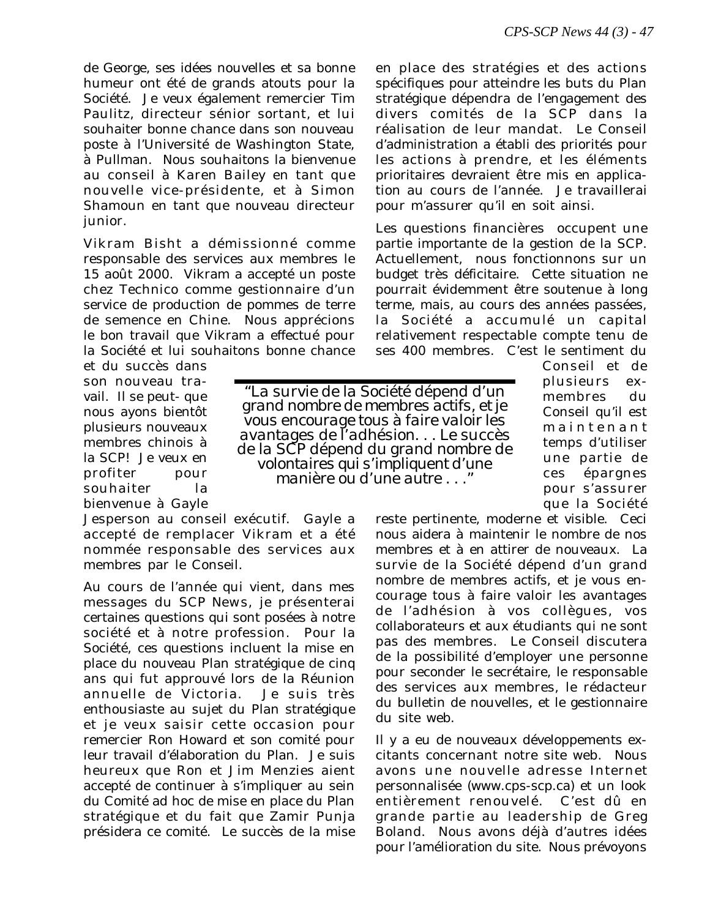de George, ses idées nouvelles et sa bonne humeur ont été de grands atouts pour la Société. Je veux également remercier Tim Paulitz, directeur sénior sortant, et lui souhaiter bonne chance dans son nouveau poste à l'Université de Washington State, à Pullman. Nous souhaitons la bienvenue au conseil à Karen Bailey en tant que nouvelle vice-présidente, et à Simon Shamoun en tant que nouveau directeur junior.

Vikram Bisht a démissionné comme responsable des services aux membres le 15 août 2000. Vikram a accepté un poste chez Technico comme gestionnaire d'un service de production de pommes de terre de semence en Chine. Nous apprécions le bon travail que Vikram a effectué pour la Société et lui souhaitons bonne chance et du succès dans son nouveau travail. Il se peut- que nous ayons bientôt plusieurs nouveaux membres chinois à la SCP! Je veux en profiter pour souhaiter la bienvenue à Gayle Jesperson au conseil exécutif. Gayle a accepté de remplacer Vikram et a été nommée responsable des services aux membres par le Conseil.

Au cours de l'année qui vient, dans mes messages du SCP News, je présenterai certaines questions qui sont posées à notre société et à notre profession. Pour la Société, ces questions incluent la mise en place du nouveau Plan stratégique de cinq ans qui fut approuvé lors de la Réunion annuelle de Victoria. Je suis très enthousiaste au sujet du Plan stratégique et je veux saisir cette occasion pour remercier Ron Howard et son comité pour leur travail d'élaboration du Plan. Je suis heureux que Ron et Jim Menzies aient accepté de continuer à s'impliquer au sein du Comité ad hoc de mise en place du Plan stratégique et du fait que Zamir Punja présidera ce comité. Le succès de la mise en place des stratégies et des actions spécifiques pour atteindre les buts du Plan stratégique dépendra de l'engagement des divers comités de la SCP dans la réalisation de leur mandat. Le Conseil d'administration a établi des priorités pour les actions à prendre, et les éléments prioritaires devraient être mis en application au cours de l'année. Je travaillerai pour m'assurer qu'il en soit ainsi.

Les questions financières occupent une partie importante de la gestion de la SCP. Actuellement, nous fonctionnons sur un budget très déficitaire. Cette situation ne pourrait évidemment être soutenue à long terme, mais, au cours des années passées, la Société a accumulé un capital relativement respectable compte tenu de ses 400 membres. C'est le sentiment du Conseil et de plusieurs ex-membres du Conseil qu'il est maintenant temps d'utiliser une partie de ces épargnes pour s'assurer que la Société reste pertinente, moderne et visible. Ceci nous aidera à maintenir le nombre de nos membres et à en attirer de nouveaux. La survie de la Société dépend d'un grand nombre de membres actifs, et je vous encourage tous à faire valoir les avantages de l'adhésion à vos collègues, vos collaborateurs et aux étudiants qui ne sont pas des membres. Le Conseil discutera de la possibilité d'employer une personne pour seconder le secrétaire, le responsable des services aux membres, le rédacteur du bulletin de nouvelles, et le gestionnaire du site web.

> "La survie de la Société dépend d'un grand nombre de membres actifs, et je vous encourage tous à faire valoir les avantages de l'adhésion. . . Le succès de la SCP dépend du grand nombre de volontaires qui s'impliquent d'une manière ou d'une autre . . ."

Il y a eu de nouveaux développements excitants concernant notre site web. Nous avons une nouvelle adresse Internet personnalisée (www.cps-scp.ca) et un look entièrement renouvelé. C'est dû en grande partie au leadership de Greg Boland. Nous avons déjà d'autres idées pour l'amélioration du site. Nous prévoyons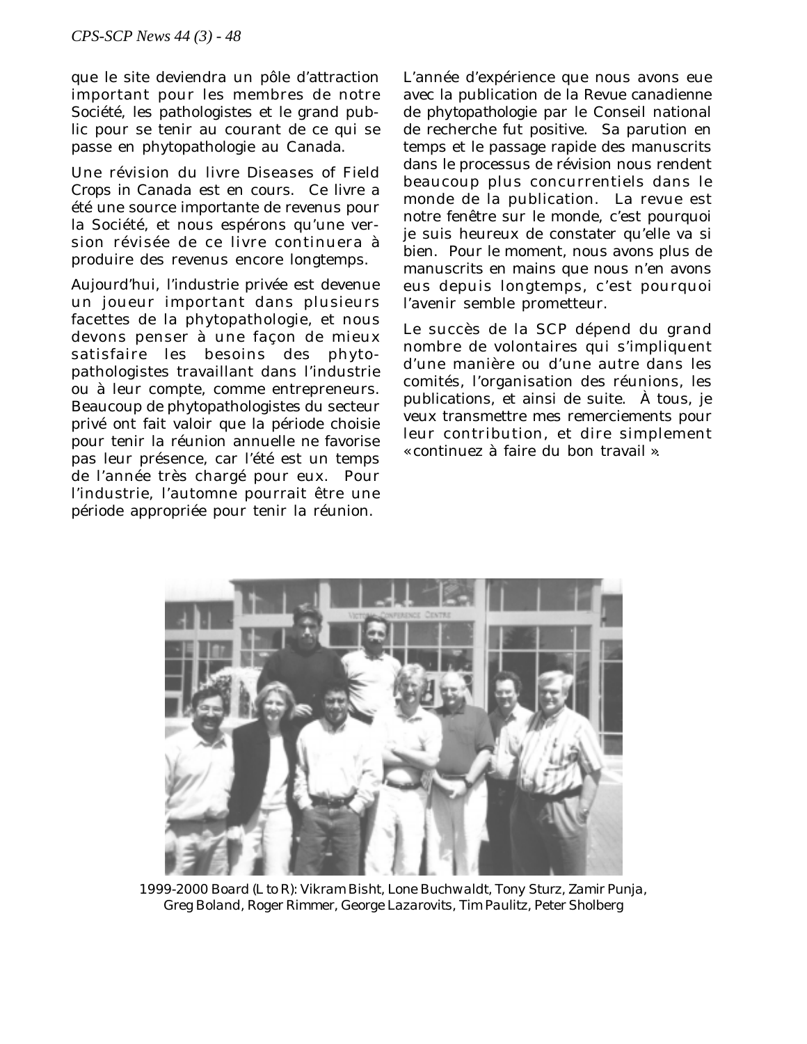que le site deviendra un pôle d'attraction important pour les membres de notre Société, les pathologistes et le grand public pour se tenir au courant de ce qui se passe en phytopathologie au Canada.

Une révision du livre Diseases of Field Crops in Canada est en cours. Ce livre a été une source importante de revenus pour la Société, et nous espérons qu'une version révisée de ce livre continuera à produire des revenus encore longtemps.

Aujourd'hui, l'industrie privée est devenue un joueur important dans plusieurs facettes de la phytopathologie, et nous devons penser à une façon de mieux satisfaire les besoins des phytopathologistes travaillant dans l'industrie ou à leur compte, comme entrepreneurs. Beaucoup de phytopathologistes du secteur privé ont fait valoir que la période choisie pour tenir la réunion annuelle ne favorise pas leur présence, car l'été est un temps de l'année très chargé pour eux. Pour l'industrie, l'automne pourrait être une période appropriée pour tenir la réunion.

L'année d'expérience que nous avons eue avec la publication de la Revue canadienne de phytopathologie par le Conseil national de recherche fut positive. Sa parution en temps et le passage rapide des manuscrits dans le processus de révision nous rendent beaucoup plus concurrentiels dans le monde de la publication. La revue est notre fenêtre sur le monde, c'est pourquoi je suis heureux de constater qu'elle va si bien. Pour le moment, nous avons plus de manuscrits en mains que nous n'en avons eus depuis longtemps, c'est pourquoi l'avenir semble prometteur.

Le succès de la SCP dépend du grand nombre de volontaires qui s'impliquent d'une manière ou d'une autre dans les comités, l'organisation des réunions, les publications, et ainsi de suite. À tous, je veux transmettre mes remerciements pour leur contribution, et dire simplement «continuez à faire du bon travail».

1999-2000 Board (L to R): Vikram Bisht, Lone Buchwaldt, Tony Sturz, Zamir Punja, Greg Boland, Roger Rimmer, George Lazarovits, Tim Paulitz, Peter Sholberg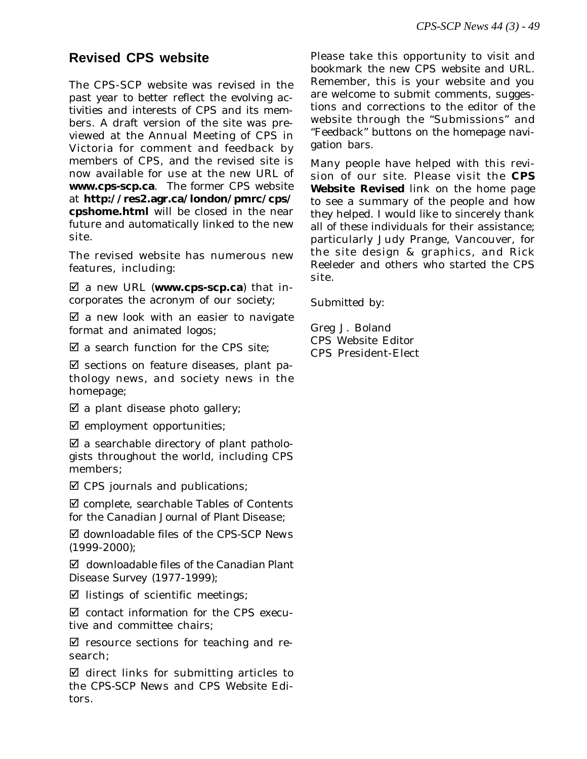## Revised CPS website

The CPS-SCP website was revised in the past year to better reflect the evolving activities and interests of CPS and its members. A draft version of the site was previewed at the Annual Meeting of CPS in Victoria for comment and feedback by members of CPS, and the revised site is now available for use at the new URL of **www.cps-scp.ca**. The former CPS website at **http://res2.agr.ca/london/pmrc/cps/cpshome.html** will be closed in the near future and automatically linked to the new site.

The revised website has numerous new features, including:

- ☑ a new URL (**www.cps-scp.ca**) that incorporates the acronym of our society;
- ☑ a new look with an easier to navigate format and animated logos;
- ☑ a search function for the CPS site;
- ☑ sections on feature diseases, plant pathology news, and society news in the homepage;
- ☑ a plant disease photo gallery;
- ☑ employment opportunities;
- ☑ a searchable directory of plant pathologists throughout the world, including CPS members;
- ☑ CPS journals and publications;
- ☑ complete, searchable Tables of Contents for the Canadian Journal of Plant Disease;
- ☑ downloadable files of the CPS-SCP News (1999-2000);
- ☑ downloadable files of the Canadian Plant Disease Survey (1977-1999);
- ☑ listings of scientific meetings;
- ☑ contact information for the CPS executive and committee chairs;
- ☑ resource sections for teaching and research;
- ☑ direct links for submitting articles to the CPS-SCP News and CPS Website Editors.

Please take this opportunity to visit and bookmark the new CPS website and URL. Remember, this is your website and you are welcome to submit comments, suggestions and corrections to the editor of the website through the "Submissions" and "Feedback" buttons on the homepage navigation bars.

Many people have helped with this revision of our site. Please visit the **CPS Website Revised** link on the home page to see a summary of the people and how they helped. I would like to sincerely thank all of these individuals for their assistance; particularly Judy Prange, Vancouver, for the site design & graphics, and Rick Reeleder and others who started the CPS site.

Submitted by:

Greg J. Boland
CPS Website Editor
CPS President-Elect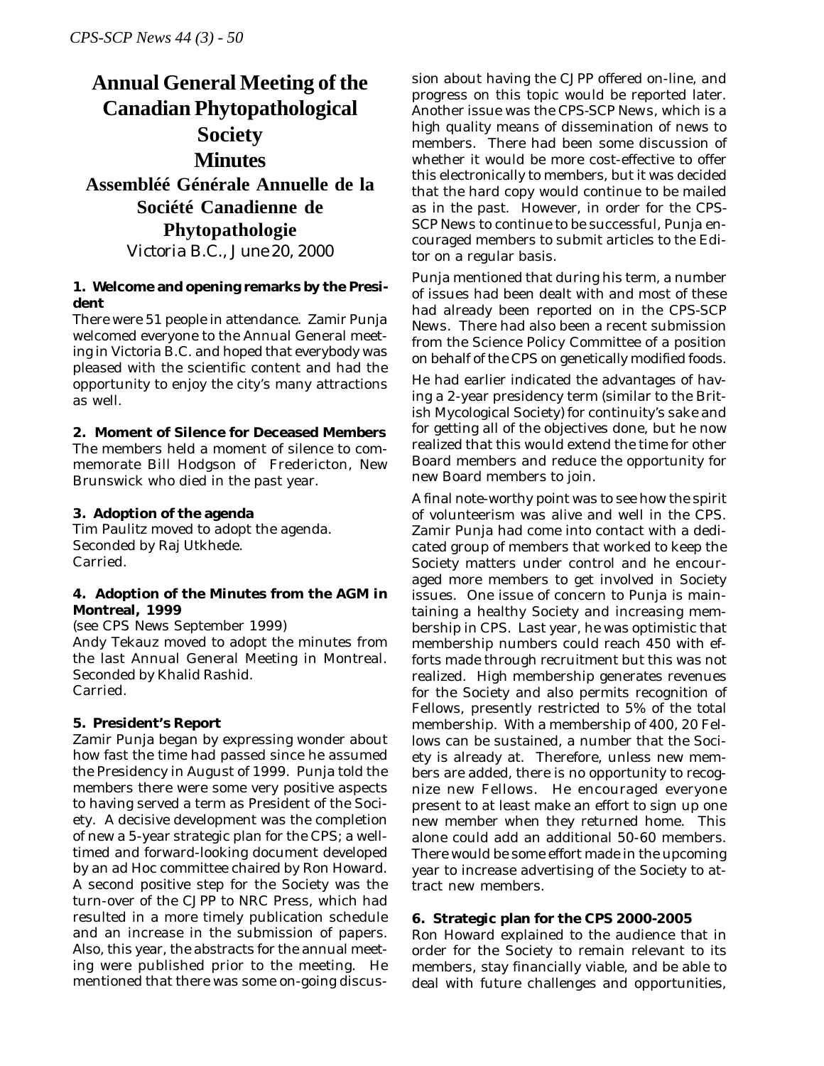# Annual General Meeting of the Canadian Phytopathological Society Minutes

## Assembléé Générale Annuelle de la Société Canadienne de Phytopathologie

Victoria B.C., June 20, 2000

**1. Welcome and opening remarks by the President**

There were 51 people in attendance. Zamir Punja welcomed everyone to the Annual General meeting in Victoria B.C. and hoped that everybody was pleased with the scientific content and had the opportunity to enjoy the city's many attractions as well.

**2. Moment of Silence for Deceased Members**

The members held a moment of silence to commemorate Bill Hodgson of Fredericton, New Brunswick who died in the past year.

**3. Adoption of the agenda**

Tim Paulitz moved to adopt the agenda.
Seconded by Raj Utkhede.
Carried.

**4. Adoption of the Minutes from the AGM in Montreal, 1999**

(see CPS News September 1999)
Andy Tekauz moved to adopt the minutes from the last Annual General Meeting in Montreal. Seconded by Khalid Rashid.
Carried.

**5. President's Report**

Zamir Punja began by expressing wonder about how fast the time had passed since he assumed the Presidency in August of 1999. Punja told the members there were some very positive aspects to having served a term as President of the Society. A decisive development was the completion of new a 5-year strategic plan for the CPS; a well-timed and forward-looking document developed by an ad Hoc committee chaired by Ron Howard. A second positive step for the Society was the turn-over of the CJPP to NRC Press, which had resulted in a more timely publication schedule and an increase in the submission of papers. Also, this year, the abstracts for the annual meeting were published prior to the meeting. He mentioned that there was some on-going discussion about having the CJPP offered on-line, and progress on this topic would be reported later. Another issue was the CPS-SCP News, which is a high quality means of dissemination of news to members. There had been some discussion of whether it would be more cost-effective to offer this electronically to members, but it was decided that the hard copy would continue to be mailed as in the past. However, in order for the CPS-SCP News to continue to be successful, Punja encouraged members to submit articles to the Editor on a regular basis.

Punja mentioned that during his term, a number of issues had been dealt with and most of these had already been reported on in the CPS-SCP News. There had also been a recent submission from the Science Policy Committee of a position on behalf of the CPS on genetically modified foods.

He had earlier indicated the advantages of having a 2-year presidency term (similar to the British Mycological Society) for continuity's sake and for getting all of the objectives done, but he now realized that this would extend the time for other Board members and reduce the opportunity for new Board members to join.

A final note-worthy point was to see how the spirit of volunteerism was alive and well in the CPS. Zamir Punja had come into contact with a dedicated group of members that worked to keep the Society matters under control and he encouraged more members to get involved in Society issues. One issue of concern to Punja is maintaining a healthy Society and increasing membership in CPS. Last year, he was optimistic that membership numbers could reach 450 with efforts made through recruitment but this was not realized. High membership generates revenues for the Society and also permits recognition of Fellows, presently restricted to 5% of the total membership. With a membership of 400, 20 Fellows can be sustained, a number that the Society is already at. Therefore, unless new members are added, there is no opportunity to recognize new Fellows. He encouraged everyone present to at least make an effort to sign up one new member when they returned home. This alone could add an additional 50-60 members. There would be some effort made in the upcoming year to increase advertising of the Society to attract new members.

**6. Strategic plan for the CPS 2000-2005**

Ron Howard explained to the audience that in order for the Society to remain relevant to its members, stay financially viable, and be able to deal with future challenges and opportunities,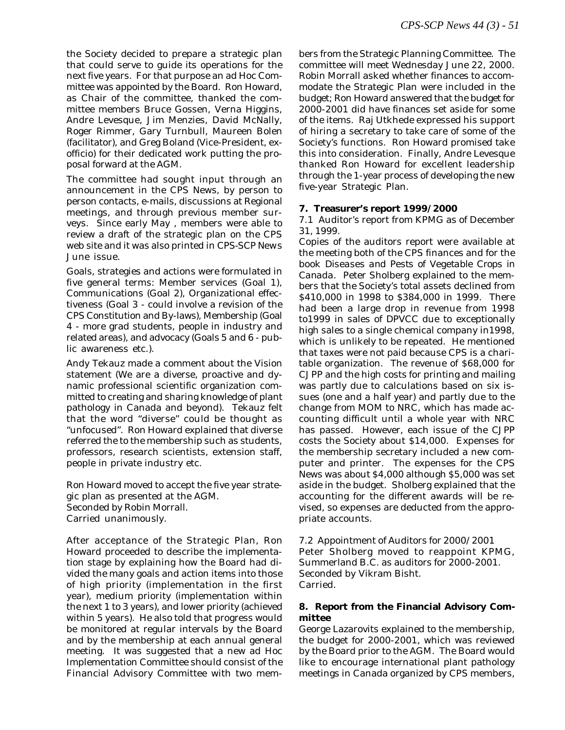the Society decided to prepare a strategic plan that could serve to guide its operations for the next five years. For that purpose an ad Hoc Committee was appointed by the Board. Ron Howard, as Chair of the committee, thanked the committee members Bruce Gossen, Verna Higgins, Andre Levesque, Jim Menzies, David McNally, Roger Rimmer, Gary Turnbull, Maureen Bolen (facilitator), and Greg Boland (Vice-President, ex-officio) for their dedicated work putting the proposal forward at the AGM.

The committee had sought input through an announcement in the CPS News, by person to person contacts, e-mails, discussions at Regional meetings, and through previous member surveys. Since early May , members were able to review a draft of the strategic plan on the CPS web site and it was also printed in CPS-SCP News June issue.

Goals, strategies and actions were formulated in five general terms: Member services (Goal 1), Communications (Goal 2), Organizational effectiveness (Goal 3 - could involve a revision of the CPS Constitution and By-laws), Membership (Goal 4 - more grad students, people in industry and related areas), and advocacy (Goals 5 and 6 - public awareness etc.).

Andy Tekauz made a comment about the Vision statement (We are a diverse, proactive and dynamic professional scientific organization committed to creating and sharing knowledge of plant pathology in Canada and beyond). Tekauz felt that the word "diverse" could be thought as "unfocused". Ron Howard explained that diverse referred the to the membership such as students, professors, research scientists, extension staff, people in private industry etc.

Ron Howard moved to accept the five year strategic plan as presented at the AGM.
Seconded by Robin Morrall.
Carried unanimously.

After acceptance of the Strategic Plan, Ron Howard proceeded to describe the implementation stage by explaining how the Board had divided the many goals and action items into those of high priority (implementation in the first year), medium priority (implementation within the next 1 to 3 years), and lower priority (achieved within 5 years). He also told that progress would be monitored at regular intervals by the Board and by the membership at each annual general meeting. It was suggested that a new ad Hoc Implementation Committee should consist of the Financial Advisory Committee with two members from the Strategic Planning Committee. The committee will meet Wednesday June 22, 2000. Robin Morrall asked whether finances to accommodate the Strategic Plan were included in the budget; Ron Howard answered that the budget for 2000-2001 did have finances set aside for some of the items. Raj Utkhede expressed his support of hiring a secretary to take care of some of the Society's functions. Ron Howard promised take this into consideration. Finally, Andre Levesque thanked Ron Howard for excellent leadership through the 1-year process of developing the new five-year Strategic Plan.

**7. Treasurer's report 1999/2000**

7.1 Auditor's report from KPMG as of December 31, 1999.

Copies of the auditors report were available at the meeting both of the CPS finances and for the book *Diseases and Pests of Vegetable Crops in Canada*. Peter Sholberg explained to the members that the Society's total assets declined from $410,000 in 1998 to $384,000 in 1999. There had been a large drop in revenue from 1998 to1999 in sales of DPVCC due to exceptionally high sales to a single chemical company in1998, which is unlikely to be repeated. He mentioned that taxes were not paid because CPS is a charitable organization. The revenue of $68,000 for CJPP and the high costs for printing and mailing was partly due to calculations based on six issues (one and a half year) and partly due to the change from MOM to NRC, which has made accounting difficult until a whole year with NRC has passed. However, each issue of the CJPP costs the Society about $14,000. Expenses for the membership secretary included a new computer and printer. The expenses for the CPS News was about $4,000 although $5,000 was set aside in the budget. Sholberg explained that the accounting for the different awards will be revised, so expenses are deducted from the appropriate accounts.

7.2 Appointment of Auditors for 2000/2001

Peter Sholberg moved to reappoint KPMG, Summerland B.C. as auditors for 2000-2001.
Seconded by Vikram Bisht.
Carried.

**8. Report from the Financial Advisory Committee**

George Lazarovits explained to the membership, the budget for 2000-2001, which was reviewed by the Board prior to the AGM. The Board would like to encourage international plant pathology meetings in Canada organized by CPS members,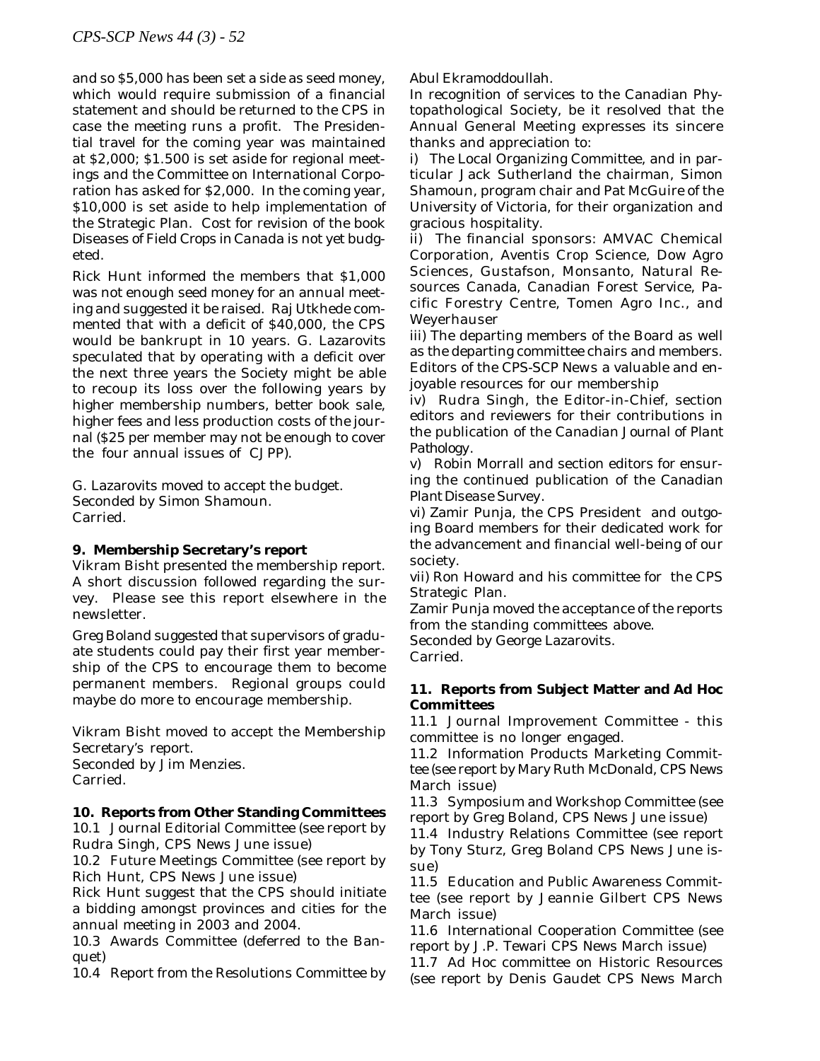and so \$5,000 has been set a side as seed money, which would require submission of a financial statement and should be returned to the CPS in case the meeting runs a profit. The Presidential travel for the coming year was maintained at \$2,000; \$1.500 is set aside for regional meetings and the Committee on International Corporation has asked for \$2,000. In the coming year, \$10,000 is set aside to help implementation of the Strategic Plan. Cost for revision of the book *Diseases of Field Crops in Canada* is not yet budgeted.

Rick Hunt informed the members that \$1,000 was not enough seed money for an annual meeting and suggested it be raised. Raj Utkhede commented that with a deficit of \$40,000, the CPS would be bankrupt in 10 years. G. Lazarovits speculated that by operating with a deficit over the next three years the Society might be able to recoup its loss over the following years by higher membership numbers, better book sale, higher fees and less production costs of the journal (\$25 per member may not be enough to cover the four annual issues of CJPP).

G. Lazarovits moved to accept the budget.
Seconded by Simon Shamoun.
Carried.

**9. Membership Secretary's report**

Vikram Bisht presented the membership report. A short discussion followed regarding the survey. Please see this report elsewhere in the newsletter.

Greg Boland suggested that supervisors of graduate students could pay their first year membership of the CPS to encourage them to become permanent members. Regional groups could maybe do more to encourage membership.

Vikram Bisht moved to accept the Membership Secretary's report.
Seconded by Jim Menzies.
Carried.

**10. Reports from Other Standing Committees**

10.1 Journal Editorial Committee (see report by Rudra Singh, CPS News June issue)

10.2 Future Meetings Committee (see report by Rich Hunt, CPS News June issue)

Rick Hunt suggest that the CPS should initiate a bidding amongst provinces and cities for the annual meeting in 2003 and 2004.

10.3 Awards Committee (deferred to the Banquet)

10.4 Report from the Resolutions Committee by Abul Ekramoddoullah.

In recognition of services to the Canadian Phytopathological Society, be it resolved that the Annual General Meeting expresses its sincere thanks and appreciation to:

i) The Local Organizing Committee, and in particular Jack Sutherland the chairman, Simon Shamoun, program chair and Pat McGuire of the University of Victoria, for their organization and gracious hospitality.

ii) The financial sponsors: AMVAC Chemical Corporation, Aventis Crop Science, Dow Agro Sciences, Gustafson, Monsanto, Natural Resources Canada, Canadian Forest Service, Pacific Forestry Centre, Tomen Agro Inc., and Weyerhauser

iii) The departing members of the Board as well as the departing committee chairs and members. Editors of the CPS-SCP News a valuable and enjoyable resources for our membership

iv) Rudra Singh, the Editor-in-Chief, section editors and reviewers for their contributions in the publication of the *Canadian Journal of Plant Pathology*.

v) Robin Morrall and section editors for ensuring the continued publication of the *Canadian Plant Disease Survey*.

vi) Zamir Punja, the CPS President and outgoing Board members for their dedicated work for the advancement and financial well-being of our society.

vii) Ron Howard and his committee for the CPS Strategic Plan.

Zamir Punja moved the acceptance of the reports from the standing committees above.
Seconded by George Lazarovits.
Carried.

**11. Reports from Subject Matter and Ad Hoc Committees**

11.1 Journal Improvement Committee - this committee is no longer engaged.

11.2 Information Products Marketing Committee (see report by Mary Ruth McDonald, CPS News March issue)

11.3 Symposium and Workshop Committee (see report by Greg Boland, CPS News June issue)

11.4 Industry Relations Committee (see report by Tony Sturz, Greg Boland CPS News June issue)

11.5 Education and Public Awareness Committee (see report by Jeannie Gilbert CPS News March issue)

11.6 International Cooperation Committee (see report by J.P. Tewari CPS News March issue)

11.7 Ad Hoc committee on Historic Resources (see report by Denis Gaudet CPS News March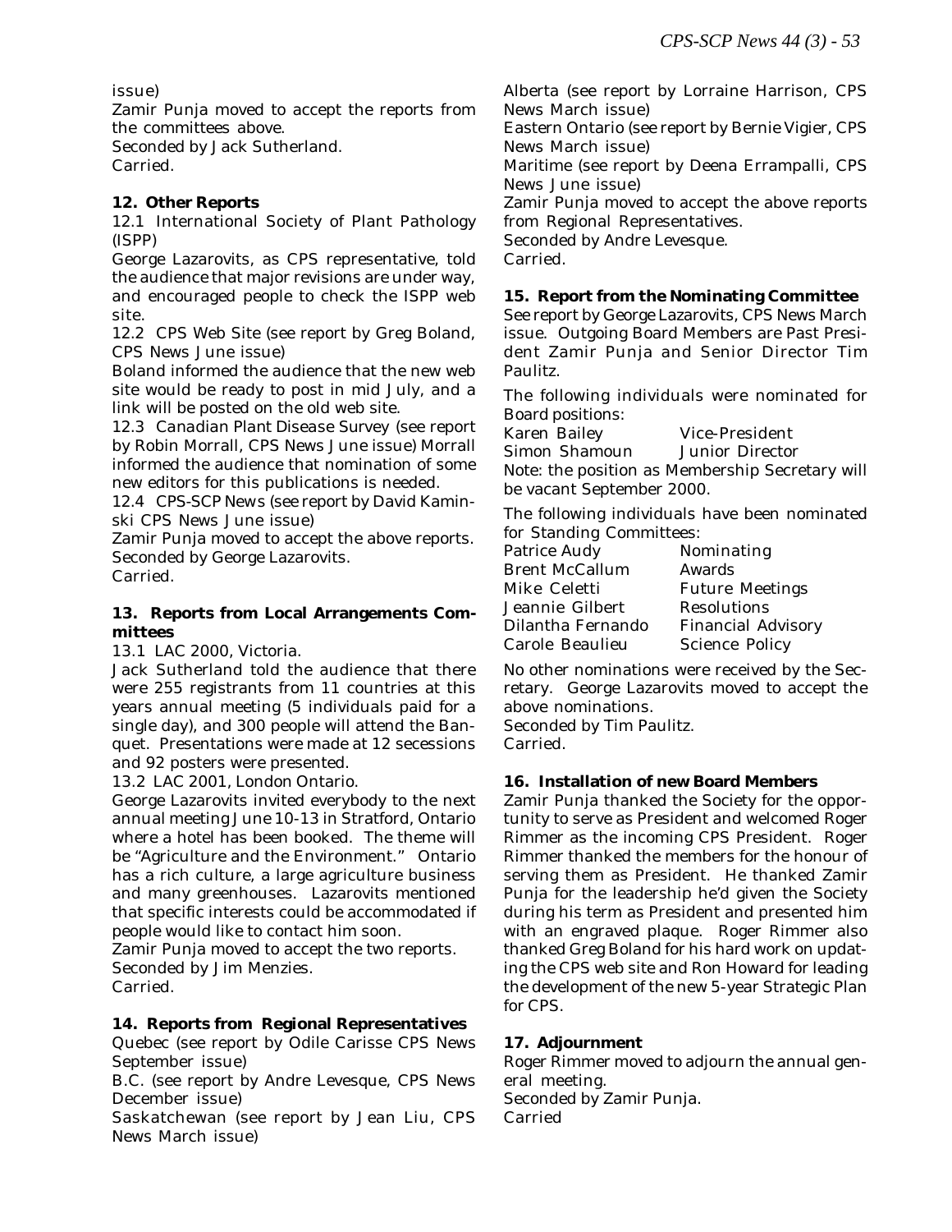issue)

Zamir Punja moved to accept the reports from the committees above.

Seconded by Jack Sutherland.

Carried.

**12. Other Reports**

12.1 International Society of Plant Pathology (ISPP)

George Lazarovits, as CPS representative, told the audience that major revisions are under way, and encouraged people to check the ISPP web site.

12.2 CPS Web Site (see report by Greg Boland, CPS News June issue)

Boland informed the audience that the new web site would be ready to post in mid July, and a link will be posted on the old web site.

12.3 Canadian Plant Disease Survey (see report by Robin Morrall, CPS News June issue) Morrall informed the audience that nomination of some new editors for this publications is needed.

12.4 CPS-SCP News (see report by David Kaminski CPS News June issue)

Zamir Punja moved to accept the above reports.

Seconded by George Lazarovits.

Carried.

**13. Reports from Local Arrangements Committees**

13.1 LAC 2000, Victoria.

Jack Sutherland told the audience that there were 255 registrants from 11 countries at this years annual meeting (5 individuals paid for a single day), and 300 people will attend the Banquet. Presentations were made at 12 secessions and 92 posters were presented.

13.2 LAC 2001, London Ontario.

George Lazarovits invited everybody to the next annual meeting June 10-13 in Stratford, Ontario where a hotel has been booked. The theme will be "Agriculture and the Environment." Ontario has a rich culture, a large agriculture business and many greenhouses. Lazarovits mentioned that specific interests could be accommodated if people would like to contact him soon.

Zamir Punja moved to accept the two reports.

Seconded by Jim Menzies.

Carried.

**14. Reports from Regional Representatives**

Quebec (see report by Odile Carisse CPS News September issue)

B.C. (see report by Andre Levesque, CPS News December issue)

Saskatchewan (see report by Jean Liu, CPS News March issue)

Alberta (see report by Lorraine Harrison, CPS News March issue)

Eastern Ontario (see report by Bernie Vigier, CPS News March issue)

Maritime (see report by Deena Errampalli, CPS News June issue)

Zamir Punja moved to accept the above reports from Regional Representatives.

Seconded by Andre Levesque.

Carried.

**15. Report from the Nominating Committee**

See report by George Lazarovits, CPS News March issue. Outgoing Board Members are Past President Zamir Punja and Senior Director Tim Paulitz.

The following individuals were nominated for Board positions:

| | |
|---|---|
| Karen Bailey | Vice-President |
| Simon Shamoun | Junior Director |

Note: the position as Membership Secretary will be vacant September 2000.

The following individuals have been nominated for Standing Committees:

| | |
|---|---|
| Patrice Audy | Nominating |
| Brent McCallum | Awards |
| Mike Celetti | Future Meetings |
| Jeannie Gilbert | Resolutions |
| Dilantha Fernando | Financial Advisory |
| Carole Beaulieu | Science Policy |

No other nominations were received by the Secretary. George Lazarovits moved to accept the above nominations.

Seconded by Tim Paulitz.

Carried.

**16. Installation of new Board Members**

Zamir Punja thanked the Society for the opportunity to serve as President and welcomed Roger Rimmer as the incoming CPS President. Roger Rimmer thanked the members for the honour of serving them as President. He thanked Zamir Punja for the leadership he'd given the Society during his term as President and presented him with an engraved plaque. Roger Rimmer also thanked Greg Boland for his hard work on updating the CPS web site and Ron Howard for leading the development of the new 5-year Strategic Plan for CPS.

**17. Adjournment**

Roger Rimmer moved to adjourn the annual general meeting.

Seconded by Zamir Punja.

Carried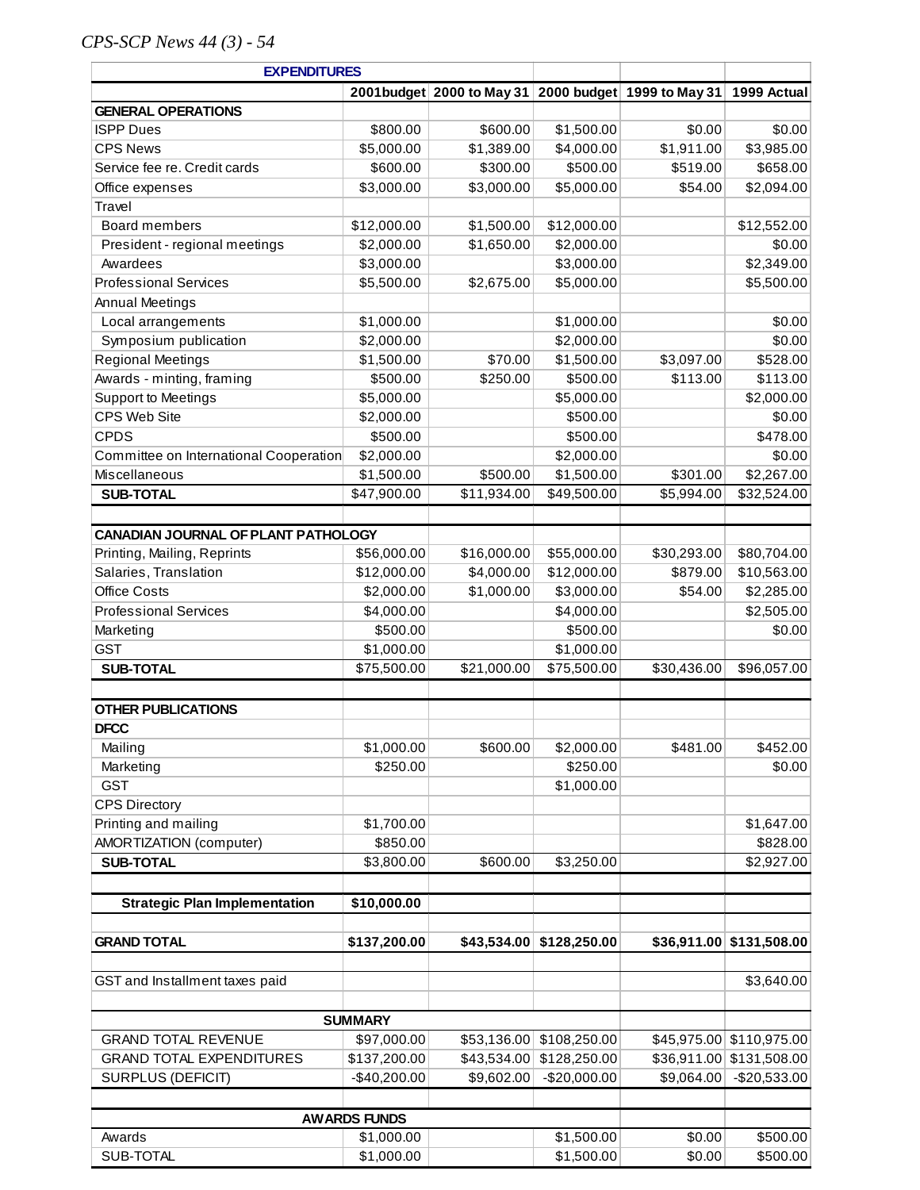| EXPENDITURES | 2001budget | 2000 to May 31 | 2000 budget | 1999 to May 31 | 1999 Actual |
|---|---|---|---|---|---|
| **GENERAL OPERATIONS** | | | | | |
| ISPP Dues | $800.00 | $600.00 | $1,500.00 | $0.00 | $0.00 |
| CPS News | $5,000.00 | $1,389.00 | $4,000.00 | $1,911.00 | $3,985.00 |
| Service fee re. Credit cards | $600.00 | $300.00 | $500.00 | $519.00 | $658.00 |
| Office expenses | $3,000.00 | $3,000.00 | $5,000.00 | $54.00 | $2,094.00 |
| Travel | | | | | |
| Board members | $12,000.00 | $1,500.00 | $12,000.00 | | $12,552.00 |
| President - regional meetings | $2,000.00 | $1,650.00 | $2,000.00 | | $0.00 |
| Awardees | $3,000.00 | | $3,000.00 | | $2,349.00 |
| Professional Services | $5,500.00 | $2,675.00 | $5,000.00 | | $5,500.00 |
| Annual Meetings | | | | | |
| Local arrangements | $1,000.00 | | $1,000.00 | | $0.00 |
| Symposium publication | $2,000.00 | | $2,000.00 | | $0.00 |
| Regional Meetings | $1,500.00 | $70.00 | $1,500.00 | $3,097.00 | $528.00 |
| Awards - minting, framing | $500.00 | $250.00 | $500.00 | $113.00 | $113.00 |
| Support to Meetings | $5,000.00 | | $5,000.00 | | $2,000.00 |
| CPS Web Site | $2,000.00 | | $500.00 | | $0.00 |
| CPDS | $500.00 | | $500.00 | | $478.00 |
| Committee on International Cooperation | $2,000.00 | | $2,000.00 | | $0.00 |
| Miscellaneous | $1,500.00 | $500.00 | $1,500.00 | $301.00 | $2,267.00 |
| **SUB-TOTAL** | $47,900.00 | $11,934.00 | $49,500.00 | $5,994.00 | $32,524.00 |
| | | | | | |
| **CANADIAN JOURNAL OF PLANT PATHOLOGY** | | | | | |
| Printing, Mailing, Reprints | $56,000.00 | $16,000.00 | $55,000.00 | $30,293.00 | $80,704.00 |
| Salaries, Translation | $12,000.00 | $4,000.00 | $12,000.00 | $879.00 | $10,563.00 |
| Office Costs | $2,000.00 | $1,000.00 | $3,000.00 | $54.00 | $2,285.00 |
| Professional Services | $4,000.00 | | $4,000.00 | | $2,505.00 |
| Marketing | $500.00 | | $500.00 | | $0.00 |
| GST | $1,000.00 | | $1,000.00 | | |
| **SUB-TOTAL** | $75,500.00 | $21,000.00 | $75,500.00 | $30,436.00 | $96,057.00 |
| | | | | | |
| **OTHER PUBLICATIONS** | | | | | |
| **DFCC** | | | | | |
| Mailing | $1,000.00 | $600.00 | $2,000.00 | $481.00 | $452.00 |
| Marketing | $250.00 | | $250.00 | | $0.00 |
| GST | | | $1,000.00 | | |
| CPS Directory | | | | | |
| Printing and mailing | $1,700.00 | | | | $1,647.00 |
| AMORTIZATION (computer) | $850.00 | | | | $828.00 |
| **SUB-TOTAL** | $3,800.00 | $600.00 | $3,250.00 | | $2,927.00 |
| | | | | | |
| **Strategic Plan Implementation** | **$10,000.00** | | | | |
| | | | | | |
| **GRAND TOTAL** | **$137,200.00** | **$43,534.00** | **$128,250.00** | **$36,911.00** | **$131,508.00** |
| | | | | | |
| GST and Installment taxes paid | | | | | $3,640.00 |
| | | | | | |
| **SUMMARY** | | | | | |
| GRAND TOTAL REVENUE | $97,000.00 | $53,136.00 | $108,250.00 | $45,975.00 | $110,975.00 |
| GRAND TOTAL EXPENDITURES | $137,200.00 | $43,534.00 | $128,250.00 | $36,911.00 | $131,508.00 |
| SURPLUS (DEFICIT) | -$40,200.00 | $9,602.00 | -$20,000.00 | $9,064.00 | -$20,533.00 |
| | | | | | |
| **AWARDS FUNDS** | | | | | |
| Awards | $1,000.00 | | $1,500.00 | $0.00 | $500.00 |
| SUB-TOTAL | $1,000.00 | | $1,500.00 | $0.00 | $500.00 |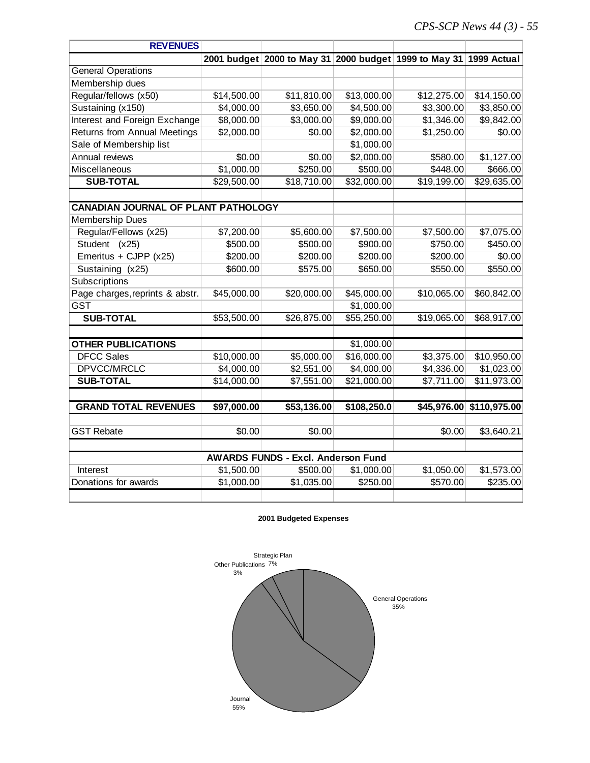| REVENUES | | | | | |
|---|---|---|---|---|---|
| | 2001 budget | 2000 to May 31 | 2000 budget | 1999 to May 31 | 1999 Actual |
| General Operations | | | | | |
| Membership dues | | | | | |
| Regular/fellows (x50) | $14,500.00 | $11,810.00 | $13,000.00 | $12,275.00 | $14,150.00 |
| Sustaining (x150) | $4,000.00 | $3,650.00 | $4,500.00 | $3,300.00 | $3,850.00 |
| Interest and Foreign Exchange | $8,000.00 | $3,000.00 | $9,000.00 | $1,346.00 | $9,842.00 |
| Returns from Annual Meetings | $2,000.00 | $0.00 | $2,000.00 | $1,250.00 | $0.00 |
| Sale of Membership list | | | $1,000.00 | | |
| Annual reviews | $0.00 | $0.00 | $2,000.00 | $580.00 | $1,127.00 |
| Miscellaneous | $1,000.00 | $250.00 | $500.00 | $448.00 | $666.00 |
| **SUB-TOTAL** | $29,500.00 | $18,710.00 | $32,000.00 | $19,199.00 | $29,635.00 |
| | | | | | |
| **CANADIAN JOURNAL OF PLANT PATHOLOGY** | | | | | |
| Membership Dues | | | | | |
| Regular/Fellows (x25) | $7,200.00 | $5,600.00 | $7,500.00 | $7,500.00 | $7,075.00 |
| Student (x25) | $500.00 | $500.00 | $900.00 | $750.00 | $450.00 |
| Emeritus + CJPP (x25) | $200.00 | $200.00 | $200.00 | $200.00 | $0.00 |
| Sustaining (x25) | $600.00 | $575.00 | $650.00 | $550.00 | $550.00 |
| Subscriptions | | | | | |
| Page charges,reprints & abstr. | $45,000.00 | $20,000.00 | $45,000.00 | $10,065.00 | $60,842.00 |
| GST | | | $1,000.00 | | |
| **SUB-TOTAL** | $53,500.00 | $26,875.00 | $55,250.00 | $19,065.00 | $68,917.00 |
| | | | | | |
| **OTHER PUBLICATIONS** | | | $1,000.00 | | |
| DFCC Sales | $10,000.00 | $5,000.00 | $16,000.00 | $3,375.00 | $10,950.00 |
| DPVCC/MRCLC | $4,000.00 | $2,551.00 | $4,000.00 | $4,336.00 | $1,023.00 |
| **SUB-TOTAL** | $14,000.00 | $7,551.00 | $21,000.00 | $7,711.00 | $11,973.00 |
| | | | | | |
| **GRAND TOTAL REVENUES** | **$97,000.00** | **$53,136.00** | **$108,250.0** | **$45,976.00** | **$110,975.00** |
| | | | | | |
| GST Rebate | $0.00 | $0.00 | | $0.00 | $3,640.21 |
| | | | | | |
| | **AWARDS FUNDS - Excl. Anderson Fund** | | | | |
| Interest | $1,500.00 | $500.00 | $1,000.00 | $1,050.00 | $1,573.00 |
| Donations for awards | $1,000.00 | $1,035.00 | $250.00 | $570.00 | $235.00 |

**2001 Budgeted Expenses**

Strategic Plan 7%

Other Publications 3%

General Operations 35%

Journal 55%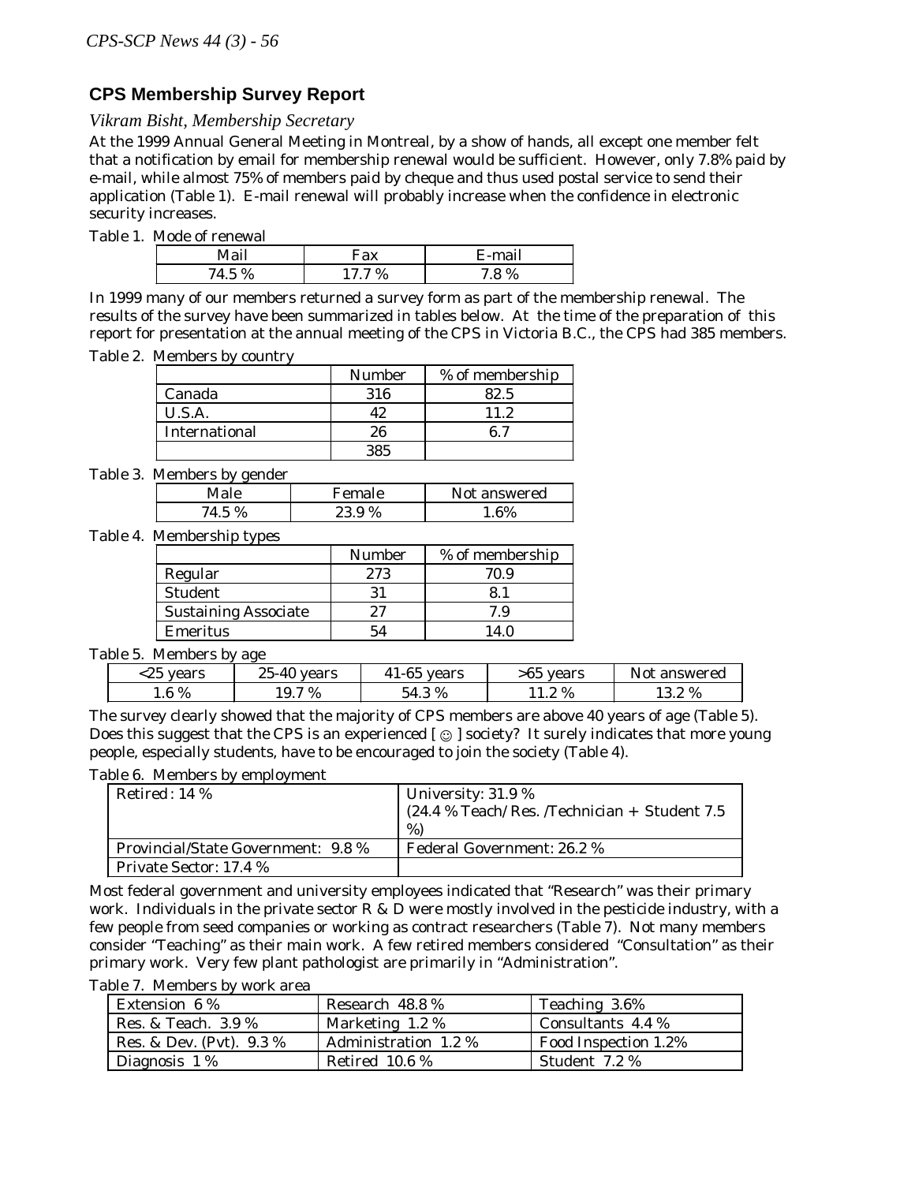## CPS Membership Survey Report

*Vikram Bisht, Membership Secretary*

At the 1999 Annual General Meeting in Montreal, by a show of hands, all except one member felt that a notification by email for membership renewal would be sufficient. However, only 7.8% paid by e-mail, while almost 75% of members paid by cheque and thus used postal service to send their application (Table 1). E-mail renewal will probably increase when the confidence in electronic security increases.

Table 1. Mode of renewal

| Mail | Fax | E-mail |
|---|---|---|
| 74.5 % | 17.7 % | 7.8 % |

In 1999 many of our members returned a survey form as part of the membership renewal. The results of the survey have been summarized in tables below. At the time of the preparation of this report for presentation at the annual meeting of the CPS in Victoria B.C., the CPS had 385 members.

Table 2. Members by country

| | Number | % of membership |
|---|---|---|
| Canada | 316 | 82.5 |
| U.S.A. | 42 | 11.2 |
| International | 26 | 6.7 |
| | 385 | |

Table 3. Members by gender

| Male | Female | Not answered |
|---|---|---|
| 74.5 % | 23.9 % | 1.6% |

Table 4. Membership types

| | Number | % of membership |
|---|---|---|
| Regular | 273 | 70.9 |
| Student | 31 | 8.1 |
| Sustaining Associate | 27 | 7.9 |
| Emeritus | 54 | 14.0 |

Table 5. Members by age

| <25 years | 25-40 years | 41-65 years | >65 years | Not answered |
|---|---|---|---|---|
| 1.6 % | 19.7 % | 54.3 % | 11.2 % | 13.2 % |

The survey clearly showed that the majority of CPS members are above 40 years of age (Table 5). Does this suggest that the CPS is an experienced [ ☺ ] society? It surely indicates that more young people, especially students, have to be encouraged to join the society (Table 4).

Table 6. Members by employment

| | |
|---|---|
| Retired : 14 % | University: 31.9 % (24.4 % Teach/Res. /Technician + Student 7.5 %) |
| Provincial/State Government: 9.8 % | Federal Government: 26.2 % |
| Private Sector: 17.4 % | |

Most federal government and university employees indicated that "Research" was their primary work. Individuals in the private sector R & D were mostly involved in the pesticide industry, with a few people from seed companies or working as contract researchers (Table 7). Not many members consider "Teaching" as their main work. A few retired members considered "Consultation" as their primary work. Very few plant pathologist are primarily in "Administration".

Table 7. Members by work area

| | | |
|---|---|---|
| Extension 6 % | Research 48.8 % | Teaching 3.6% |
| Res. & Teach. 3.9 % | Marketing 1.2 % | Consultants 4.4 % |
| Res. & Dev. (Pvt). 9.3 % | Administration 1.2 % | Food Inspection 1.2% |
| Diagnosis 1 % | Retired 10.6 % | Student 7.2 % |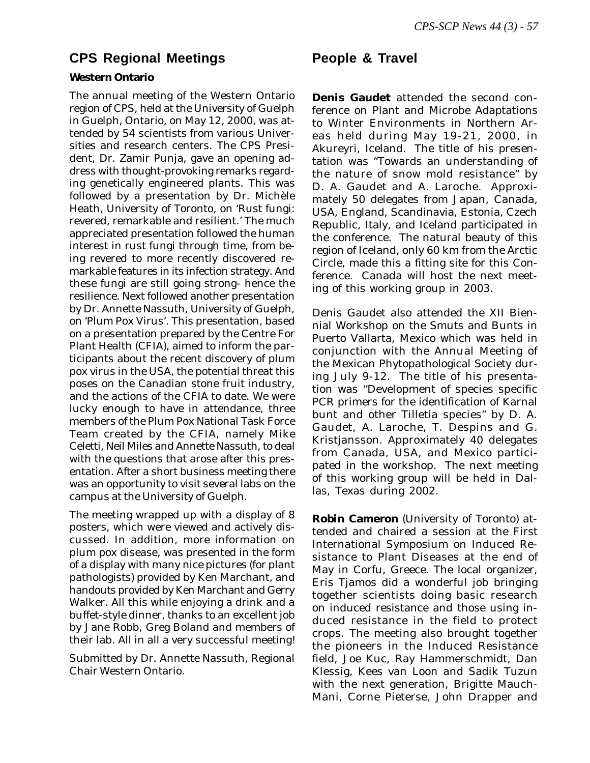## CPS Regional Meetings

### Western Ontario

The annual meeting of the Western Ontario region of CPS, held at the University of Guelph in Guelph, Ontario, on May 12, 2000, was attended by 54 scientists from various Universities and research centers. The CPS President, Dr. Zamir Punja, gave an opening address with thought-provoking remarks regarding genetically engineered plants. This was followed by a presentation by Dr. Michèle Heath, University of Toronto, on 'Rust fungi: revered, remarkable and resilient.' The much appreciated presentation followed the human interest in rust fungi through time, from being revered to more recently discovered remarkable features in its infection strategy. And these fungi are still going strong- hence the resilience. Next followed another presentation by Dr. Annette Nassuth, University of Guelph, on 'Plum Pox Virus'. This presentation, based on a presentation prepared by the Centre For Plant Health (CFIA), aimed to inform the participants about the recent discovery of plum pox virus in the USA, the potential threat this poses on the Canadian stone fruit industry, and the actions of the CFIA to date. We were lucky enough to have in attendance, three members of the Plum Pox National Task Force Team created by the CFIA, namely Mike Celetti, Neil Miles and Annette Nassuth, to deal with the questions that arose after this presentation. After a short business meeting there was an opportunity to visit several labs on the campus at the University of Guelph.

The meeting wrapped up with a display of 8 posters, which were viewed and actively discussed. In addition, more information on plum pox disease, was presented in the form of a display with many nice pictures (for plant pathologists) provided by Ken Marchant, and handouts provided by Ken Marchant and Gerry Walker. All this while enjoying a drink and a buffet-style dinner, thanks to an excellent job by Jane Robb, Greg Boland and members of their lab. All in all a very successful meeting!

Submitted by Dr. Annette Nassuth, Regional Chair Western Ontario.

## People & Travel

**Denis Gaudet** attended the second conference on Plant and Microbe Adaptations to Winter Environments in Northern Areas held during May 19-21, 2000, in Akureyri, Iceland. The title of his presentation was "Towards an understanding of the nature of snow mold resistance" by D. A. Gaudet and A. Laroche. Approximately 50 delegates from Japan, Canada, USA, England, Scandinavia, Estonia, Czech Republic, Italy, and Iceland participated in the conference. The natural beauty of this region of Iceland, only 60 km from the Arctic Circle, made this a fitting site for this Conference. Canada will host the next meeting of this working group in 2003.

Denis Gaudet also attended the XII Biennial Workshop on the Smuts and Bunts in Puerto Vallarta, Mexico which was held in conjunction with the Annual Meeting of the Mexican Phytopathological Society during July 9-12. The title of his presentation was "Development of species specific PCR primers for the identification of Karnal bunt and other Tilletia species" by D. A. Gaudet, A. Laroche, T. Despins and G. Kristjansson. Approximately 40 delegates from Canada, USA, and Mexico participated in the workshop. The next meeting of this working group will be held in Dallas, Texas during 2002.

**Robin Cameron** (University of Toronto) attended and chaired a session at the First International Symposium on Induced Resistance to Plant Diseases at the end of May in Corfu, Greece. The local organizer, Eris Tjamos did a wonderful job bringing together scientists doing basic research on induced resistance and those using induced resistance in the field to protect crops. The meeting also brought together the pioneers in the Induced Resistance field, Joe Kuc, Ray Hammerschmidt, Dan Klessig, Kees van Loon and Sadik Tuzun with the next generation, Brigitte Mauch-Mani, Corne Pieterse, John Drapper and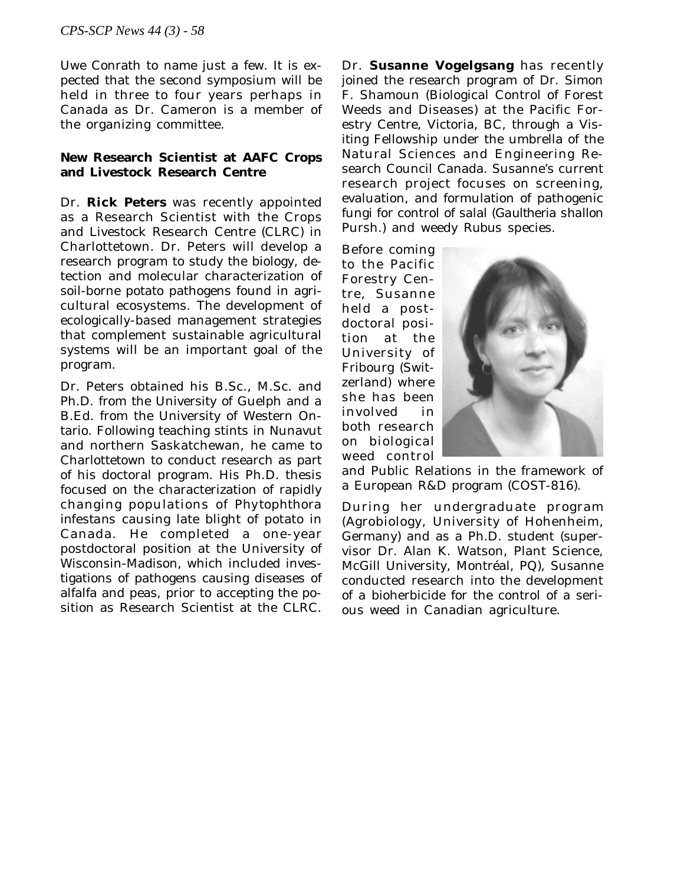Uwe Conrath to name just a few. It is expected that the second symposium will be held in three to four years perhaps in Canada as Dr. Cameron is a member of the organizing committee.

### New Research Scientist at AAFC Crops and Livestock Research Centre

Dr. **Rick Peters** was recently appointed as a Research Scientist with the Crops and Livestock Research Centre (CLRC) in Charlottetown. Dr. Peters will develop a research program to study the biology, detection and molecular characterization of soil-borne potato pathogens found in agricultural ecosystems. The development of ecologically-based management strategies that complement sustainable agricultural systems will be an important goal of the program.

Dr. Peters obtained his B.Sc., M.Sc. and Ph.D. from the University of Guelph and a B.Ed. from the University of Western Ontario. Following teaching stints in Nunavut and northern Saskatchewan, he came to Charlottetown to conduct research as part of his doctoral program. His Ph.D. thesis focused on the characterization of rapidly changing populations of *Phytophthora infestans* causing late blight of potato in Canada. He completed a one-year postdoctoral position at the University of Wisconsin-Madison, which included investigations of pathogens causing diseases of alfalfa and peas, prior to accepting the position as Research Scientist at the CLRC.

Dr. **Susanne Vogelgsang** has recently joined the research program of Dr. Simon F. Shamoun (Biological Control of Forest Weeds and Diseases) at the Pacific Forestry Centre, Victoria, BC, through a Visiting Fellowship under the umbrella of the Natural Sciences and Engineering Research Council Canada. Susanne's current research project focuses on screening, evaluation, and formulation of pathogenic fungi for control of salal (*Gaultheria shallon* Pursh.) and weedy *Rubus* species.

Before coming to the Pacific Forestry Centre, Susanne held a postdoctoral position at the University of Fribourg (Switzerland) where she has been involved in both research on biological weed control and Public Relations in the framework of a European R&D program (COST-816).

During her undergraduate program (Agrobiology, University of Hohenheim, Germany) and as a Ph.D. student (supervisor Dr. Alan K. Watson, Plant Science, McGill University, Montréal, PQ), Susanne conducted research into the development of a bioherbicide for the control of a serious weed in Canadian agriculture.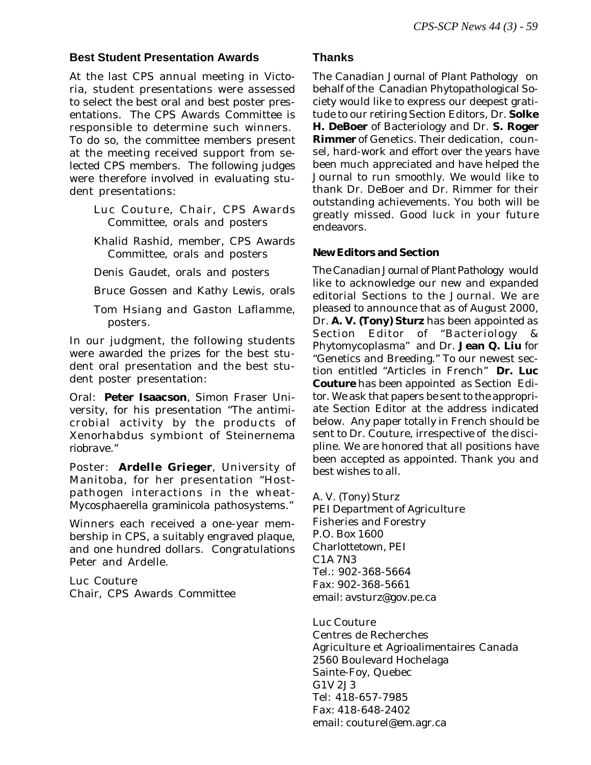## Best Student Presentation Awards

At the last CPS annual meeting in Victoria, student presentations were assessed to select the best oral and best poster presentations. The CPS Awards Committee is responsible to determine such winners. To do so, the committee members present at the meeting received support from selected CPS members. The following judges were therefore involved in evaluating student presentations:

- Luc Couture, Chair, CPS Awards Committee, orals and posters
- Khalid Rashid, member, CPS Awards Committee, orals and posters
- Denis Gaudet, orals and posters
- Bruce Gossen and Kathy Lewis, orals
- Tom Hsiang and Gaston Laflamme, posters.

In our judgment, the following students were awarded the prizes for the best student oral presentation and the best student poster presentation:

Oral: **Peter Isaacson**, Simon Fraser University, for his presentation "The antimicrobial activity by the products of Xenorhabdus symbiont of Steinernema riobrave."

Poster: **Ardelle Grieger**, University of Manitoba, for her presentation "Host-pathogen interactions in the wheat-*Mycosphaerella graminicola* pathosystems."

Winners each received a one-year membership in CPS, a suitably engraved plaque, and one hundred dollars. Congratulations Peter and Ardelle.

Luc Couture
Chair, CPS Awards Committee

## Thanks

The *Canadian Journal of Plant Pathology* on behalf of the Canadian Phytopathological Society would like to express our deepest gratitude to our retiring Section Editors, Dr. **Solke H. DeBoer** of Bacteriology and Dr. **S. Roger Rimmer** of Genetics. Their dedication, counsel, hard-work and effort over the years have been much appreciated and have helped the Journal to run smoothly. We would like to thank Dr. DeBoer and Dr. Rimmer for their outstanding achievements. You both will be greatly missed. Good luck in your future endeavors.

### New Editors and Section

The *Canadian Journal of Plant Pathology* would like to acknowledge our new and expanded editorial Sections to the Journal. We are pleased to announce that as of August 2000, Dr. **A. V. (Tony) Sturz** has been appointed as Section Editor of "Bacteriology & Phytomycoplasma" and Dr. **Jean Q. Liu** for "Genetics and Breeding." To our newest section entitled "Articles in French" **Dr. Luc Couture** has been appointed as Section Editor. We ask that papers be sent to the appropriate Section Editor at the address indicated below. Any paper totally in French should be sent to Dr. Couture, irrespective of the discipline. We are honored that all positions have been accepted as appointed. Thank you and best wishes to all.

A. V. (Tony) Sturz
PEI Department of Agriculture
Fisheries and Forestry
P.O. Box 1600
Charlottetown, PEI
C1A 7N3
Tel.: 902-368-5664
Fax: 902-368-5661
email: avsturz@gov.pe.ca

Luc Couture
Centres de Recherches
Agriculture et Agrioalimentaires Canada
2560 Boulevard Hochelaga
Sainte-Foy, Quebec
G1V 2J3
Tel: 418-657-7985
Fax: 418-648-2402
email: couturel@em.agr.ca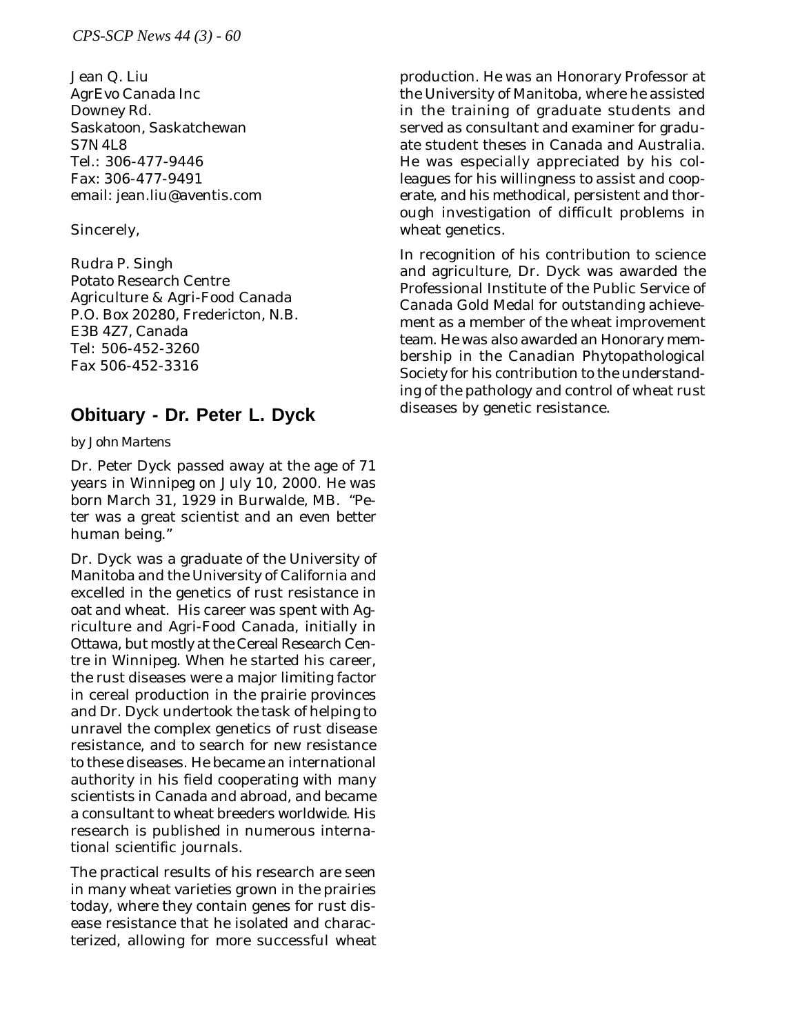Jean Q. Liu
AgrEvo Canada Inc
Downey Rd.
Saskatoon, Saskatchewan
S7N 4L8
Tel.: 306-477-9446
Fax: 306-477-9491
email: jean.liu@aventis.com

Sincerely,

Rudra P. Singh
Potato Research Centre
Agriculture & Agri-Food Canada
P.O. Box 20280, Fredericton, N.B.
E3B 4Z7, Canada
Tel: 506-452-3260
Fax 506-452-3316

## Obituary - Dr. Peter L. Dyck

*by John Martens*

Dr. Peter Dyck passed away at the age of 71 years in Winnipeg on July 10, 2000. He was born March 31, 1929 in Burwalde, MB. "Peter was a great scientist and an even better human being."

Dr. Dyck was a graduate of the University of Manitoba and the University of California and excelled in the genetics of rust resistance in oat and wheat. His career was spent with Agriculture and Agri-Food Canada, initially in Ottawa, but mostly at the Cereal Research Centre in Winnipeg. When he started his career, the rust diseases were a major limiting factor in cereal production in the prairie provinces and Dr. Dyck undertook the task of helping to unravel the complex genetics of rust disease resistance, and to search for new resistance to these diseases. He became an international authority in his field cooperating with many scientists in Canada and abroad, and became a consultant to wheat breeders worldwide. His research is published in numerous international scientific journals.

The practical results of his research are seen in many wheat varieties grown in the prairies today, where they contain genes for rust disease resistance that he isolated and characterized, allowing for more successful wheat production. He was an Honorary Professor at the University of Manitoba, where he assisted in the training of graduate students and served as consultant and examiner for graduate student theses in Canada and Australia. He was especially appreciated by his colleagues for his willingness to assist and cooperate, and his methodical, persistent and thorough investigation of difficult problems in wheat genetics.

In recognition of his contribution to science and agriculture, Dr. Dyck was awarded the Professional Institute of the Public Service of Canada Gold Medal for outstanding achievement as a member of the wheat improvement team. He was also awarded an Honorary membership in the Canadian Phytopathological Society for his contribution to the understanding of the pathology and control of wheat rust diseases by genetic resistance.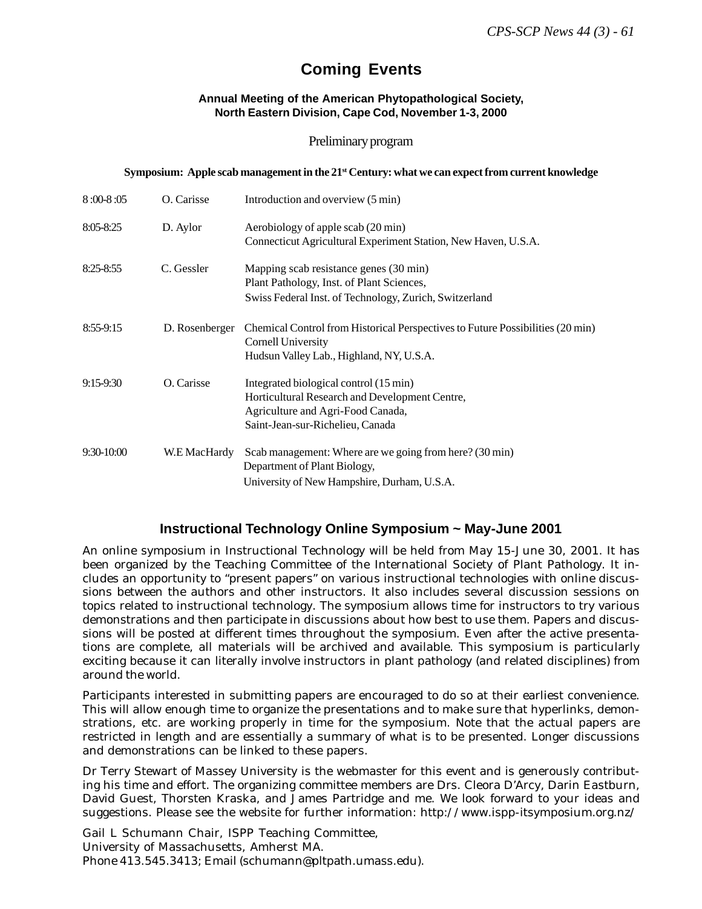# Coming Events

**Annual Meeting of the American Phytopathological Society, North Eastern Division, Cape Cod, November 1-3, 2000**

Preliminary program

**Symposium: Apple scab management in the 21st Century: what we can expect from current knowledge**

| | | |
|---|---|---|
| 8 :00-8 :05 | O. Carisse | Introduction and overview (5 min) |
| 8:05-8:25 | D. Aylor | Aerobiology of apple scab (20 min)<br>Connecticut Agricultural Experiment Station, New Haven, U.S.A. |
| 8:25-8:55 | C. Gessler | Mapping scab resistance genes (30 min)<br>Plant Pathology, Inst. of Plant Sciences,<br>Swiss Federal Inst. of Technology, Zurich, Switzerland |
| 8:55-9:15 | D. Rosenberger | Chemical Control from Historical Perspectives to Future Possibilities (20 min)<br>Cornell University<br>Hudsun Valley Lab., Highland, NY, U.S.A. |
| 9:15-9:30 | O. Carisse | Integrated biological control (15 min)<br>Horticultural Research and Development Centre,<br>Agriculture and Agri-Food Canada,<br>Saint-Jean-sur-Richelieu, Canada |
| 9:30-10:00 | W.E MacHardy | Scab management: Where are we going from here? (30 min)<br>Department of Plant Biology,<br>University of New Hampshire, Durham, U.S.A. |

## Instructional Technology Online Symposium ~ May-June 2001

An online symposium in Instructional Technology will be held from May 15-June 30, 2001. It has been organized by the Teaching Committee of the International Society of Plant Pathology. It includes an opportunity to "present papers" on various instructional technologies with online discussions between the authors and other instructors. It also includes several discussion sessions on topics related to instructional technology. The symposium allows time for instructors to try various demonstrations and then participate in discussions about how best to use them. Papers and discussions will be posted at different times throughout the symposium. Even after the active presentations are complete, all materials will be archived and available. This symposium is particularly exciting because it can literally involve instructors in plant pathology (and related disciplines) from around the world.

Participants interested in submitting papers are encouraged to do so at their earliest convenience. This will allow enough time to organize the presentations and to make sure that hyperlinks, demonstrations, etc. are working properly in time for the symposium. Note that the actual papers are restricted in length and are essentially a summary of what is to be presented. Longer discussions and demonstrations can be linked to these papers.

Dr Terry Stewart of Massey University is the webmaster for this event and is generously contributing his time and effort. The organizing committee members are Drs. Cleora D'Arcy, Darin Eastburn, David Guest, Thorsten Kraska, and James Partridge and me. We look forward to your ideas and suggestions. Please see the website for further information: http://www.ispp-itsymposium.org.nz/

Gail L Schumann Chair, ISPP Teaching Committee,
University of Massachusetts, Amherst MA.
Phone 413.545.3413; Email (schumann@pltpath.umass.edu).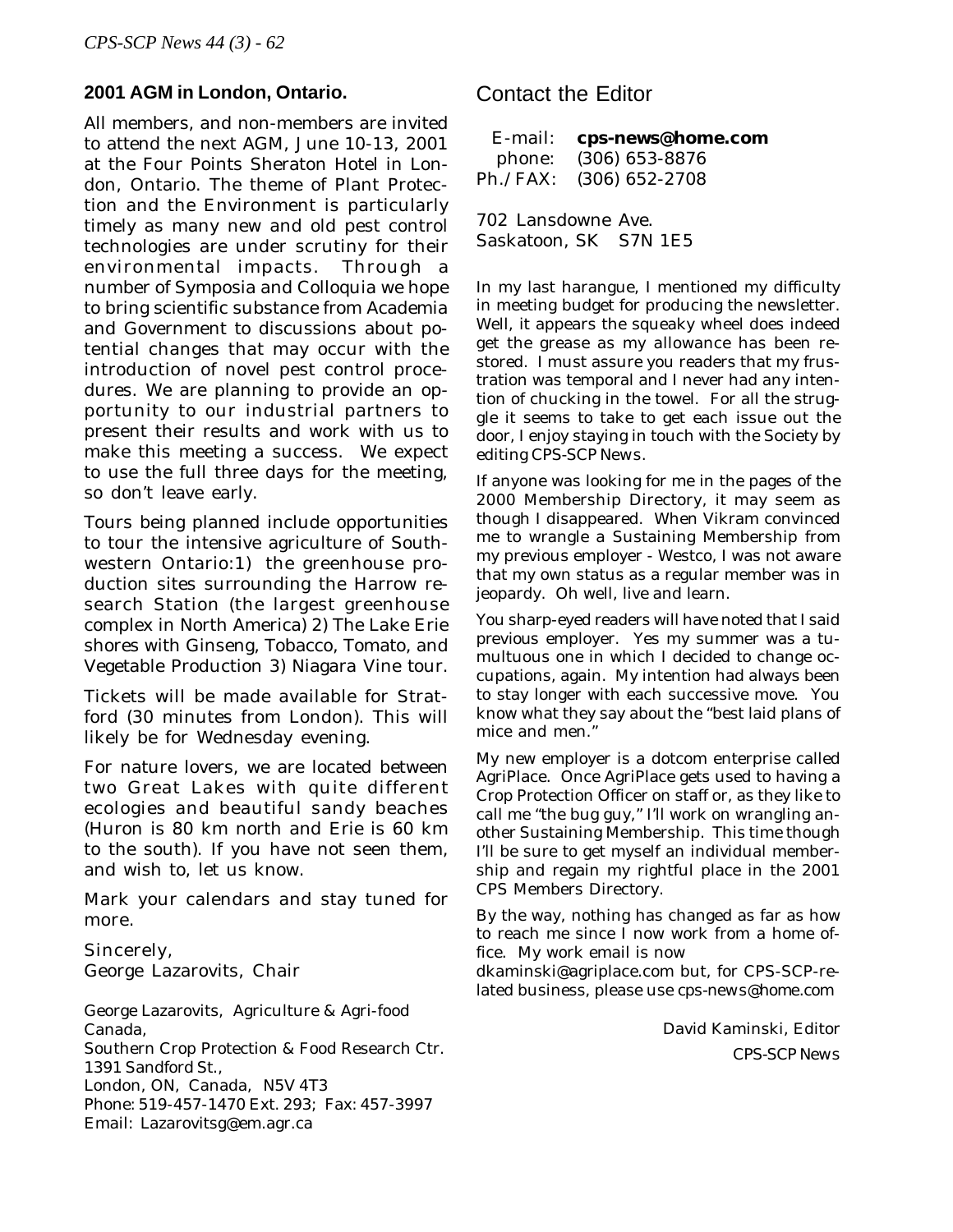## 2001 AGM in London, Ontario.

All members, and non-members are invited to attend the next AGM, June 10-13, 2001 at the Four Points Sheraton Hotel in London, Ontario. The theme of Plant Protection and the Environment is particularly timely as many new and old pest control technologies are under scrutiny for their environmental impacts. Through a number of Symposia and Colloquia we hope to bring scientific substance from Academia and Government to discussions about potential changes that may occur with the introduction of novel pest control procedures. We are planning to provide an opportunity to our industrial partners to present their results and work with us to make this meeting a success. We expect to use the full three days for the meeting, so don't leave early.

Tours being planned include opportunities to tour the intensive agriculture of Southwestern Ontario:1) the greenhouse production sites surrounding the Harrow research Station (the largest greenhouse complex in North America) 2) The Lake Erie shores with Ginseng, Tobacco, Tomato, and Vegetable Production 3) Niagara Vine tour.

Tickets will be made available for Stratford (30 minutes from London). This will likely be for Wednesday evening.

For nature lovers, we are located between two Great Lakes with quite different ecologies and beautiful sandy beaches (Huron is 80 km north and Erie is 60 km to the south). If you have not seen them, and wish to, let us know.

Mark your calendars and stay tuned for more.

Sincerely,
George Lazarovits, Chair

George Lazarovits, Agriculture & Agri-food Canada,
Southern Crop Protection & Food Research Ctr.
1391 Sandford St.,
London, ON, Canada, N5V 4T3
Phone: 519-457-1470 Ext. 293; Fax: 457-3997
Email: Lazarovitsg@em.agr.ca

# Contact the Editor

E-mail: **cps-news@home.com**
phone: (306) 653-8876
Ph./FAX: (306) 652-2708

702 Lansdowne Ave.
Saskatoon, SK S7N 1E5

In my last harangue, I mentioned my difficulty in meeting budget for producing the newsletter. Well, it appears the squeaky wheel does indeed get the grease as my allowance has been restored. I must assure you readers that my frustration was temporal and I never had any intention of chucking in the towel. For all the struggle it seems to take to get each issue out the door, I enjoy staying in touch with the Society by editing *CPS-SCP News*.

If anyone was looking for me in the pages of the 2000 Membership Directory, it may seem as though I disappeared. When Vikram convinced me to wrangle a Sustaining Membership from my previous employer - Westco, I was not aware that my own status as a regular member was in jeopardy. Oh well, live and learn.

You sharp-eyed readers will have noted that I said previous employer. Yes my summer was a tumultuous one in which I decided to change occupations, again. My intention had always been to stay longer with each successive move. You know what they say about the "best laid plans of mice and men."

My new employer is a dotcom enterprise called AgriPlace. Once AgriPlace gets used to having a Crop Protection Officer on staff or, as they like to call me "the bug guy," I'll work on wrangling another Sustaining Membership. This time though I'll be sure to get myself an individual membership and regain my rightful place in the 2001 CPS Members Directory.

By the way, nothing has changed as far as how to reach me since I now work from a home office. My work email is now dkaminski@agriplace.com but, for CPS-SCP-related business, please use cps-news@home.com

David Kaminski, Editor
*CPS-SCP News*